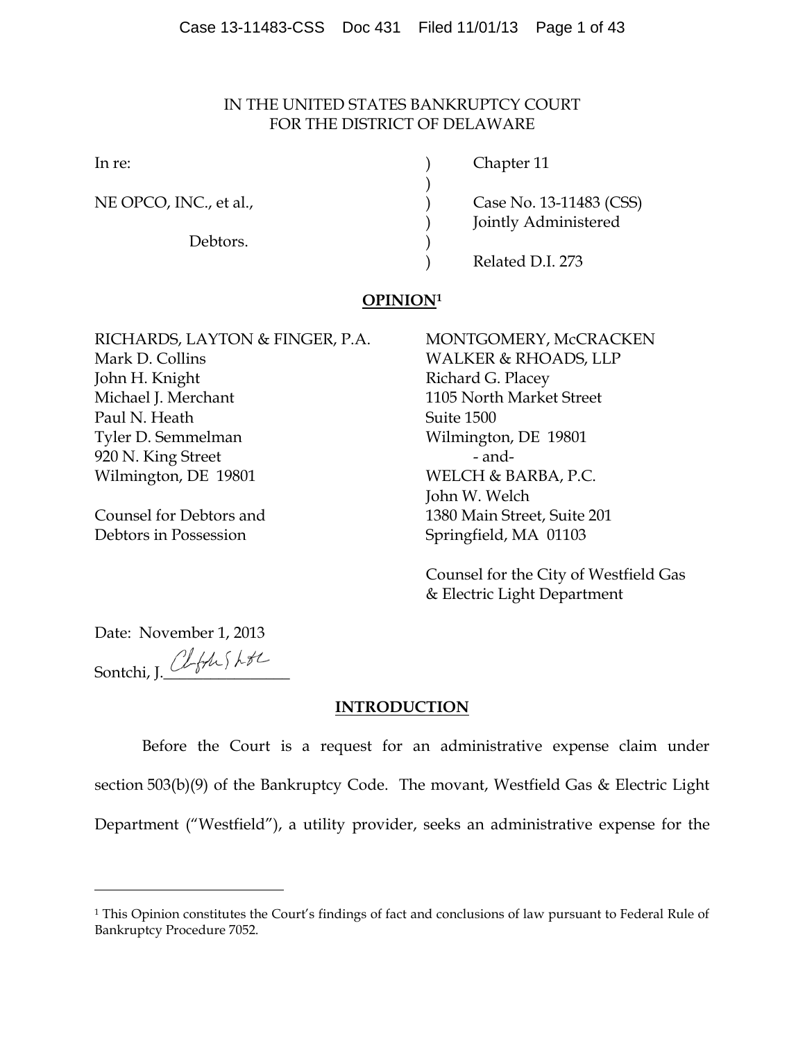IN THE UNITED STATES BANKRUPTCY COURT
FOR THE DISTRICT OF DELAWARE

| | | |
|---|---|---|
| In re: | ) | Chapter 11 |
| | ) | |
| NE OPCO, INC., et al., | ) | Case No. 13-11483 (CSS) |
| | ) | Jointly Administered |
| Debtors. | ) | |
| | ) | Related D.I. 273 |

**OPINION**[1]

RICHARDS, LAYTON & FINGER, P.A.
Mark D. Collins
John H. Knight
Michael J. Merchant
Paul N. Heath
Tyler D. Semmelman
920 N. King Street
Wilmington, DE 19801

Counsel for Debtors and
Debtors in Possession

MONTGOMERY, McCRACKEN
WALKER & RHOADS, LLP
Richard G. Placey
1105 North Market Street
Suite 1500
Wilmington, DE 19801
- and-
WELCH & BARBA, P.C.
John W. Welch
1380 Main Street, Suite 201
Springfield, MA 01103

Counsel for the City of Westfield Gas
& Electric Light Department

Date: November 1, 2013

Sontchi, J.________________

**INTRODUCTION**

Before the Court is a request for an administrative expense claim under section 503(b)(9) of the Bankruptcy Code. The movant, Westfield Gas & Electric Light Department ("Westfield"), a utility provider, seeks an administrative expense for the

---

[1] This Opinion constitutes the Court's findings of fact and conclusions of law pursuant to Federal Rule of Bankruptcy Procedure 7052.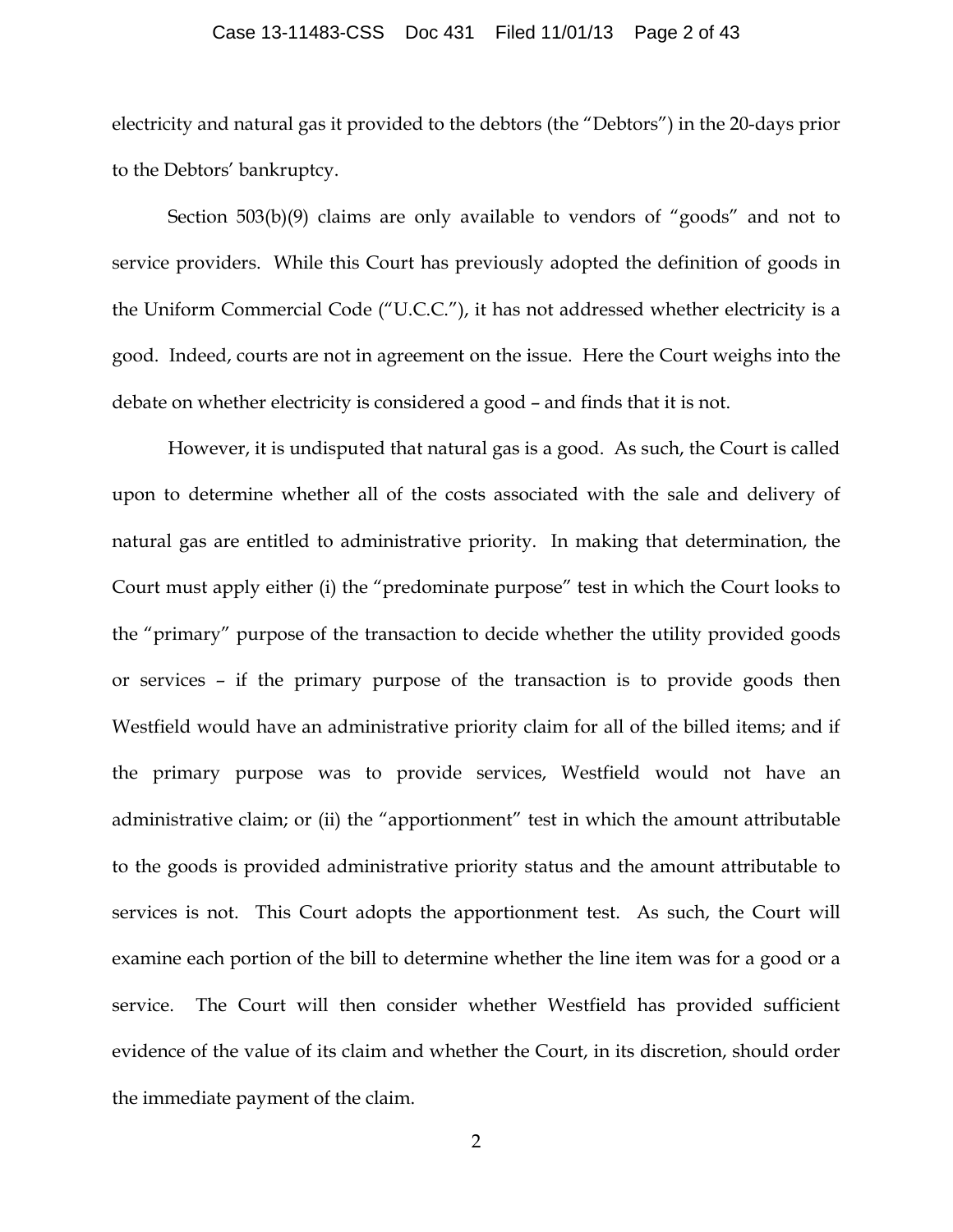electricity and natural gas it provided to the debtors (the "Debtors") in the 20-days prior to the Debtors' bankruptcy.

Section 503(b)(9) claims are only available to vendors of "goods" and not to service providers. While this Court has previously adopted the definition of goods in the Uniform Commercial Code ("U.C.C."), it has not addressed whether electricity is a good. Indeed, courts are not in agreement on the issue. Here the Court weighs into the debate on whether electricity is considered a good – and finds that it is not.

However, it is undisputed that natural gas is a good. As such, the Court is called upon to determine whether all of the costs associated with the sale and delivery of natural gas are entitled to administrative priority. In making that determination, the Court must apply either (i) the "predominate purpose" test in which the Court looks to the "primary" purpose of the transaction to decide whether the utility provided goods or services – if the primary purpose of the transaction is to provide goods then Westfield would have an administrative priority claim for all of the billed items; and if the primary purpose was to provide services, Westfield would not have an administrative claim; or (ii) the "apportionment" test in which the amount attributable to the goods is provided administrative priority status and the amount attributable to services is not. This Court adopts the apportionment test. As such, the Court will examine each portion of the bill to determine whether the line item was for a good or a service. The Court will then consider whether Westfield has provided sufficient evidence of the value of its claim and whether the Court, in its discretion, should order the immediate payment of the claim.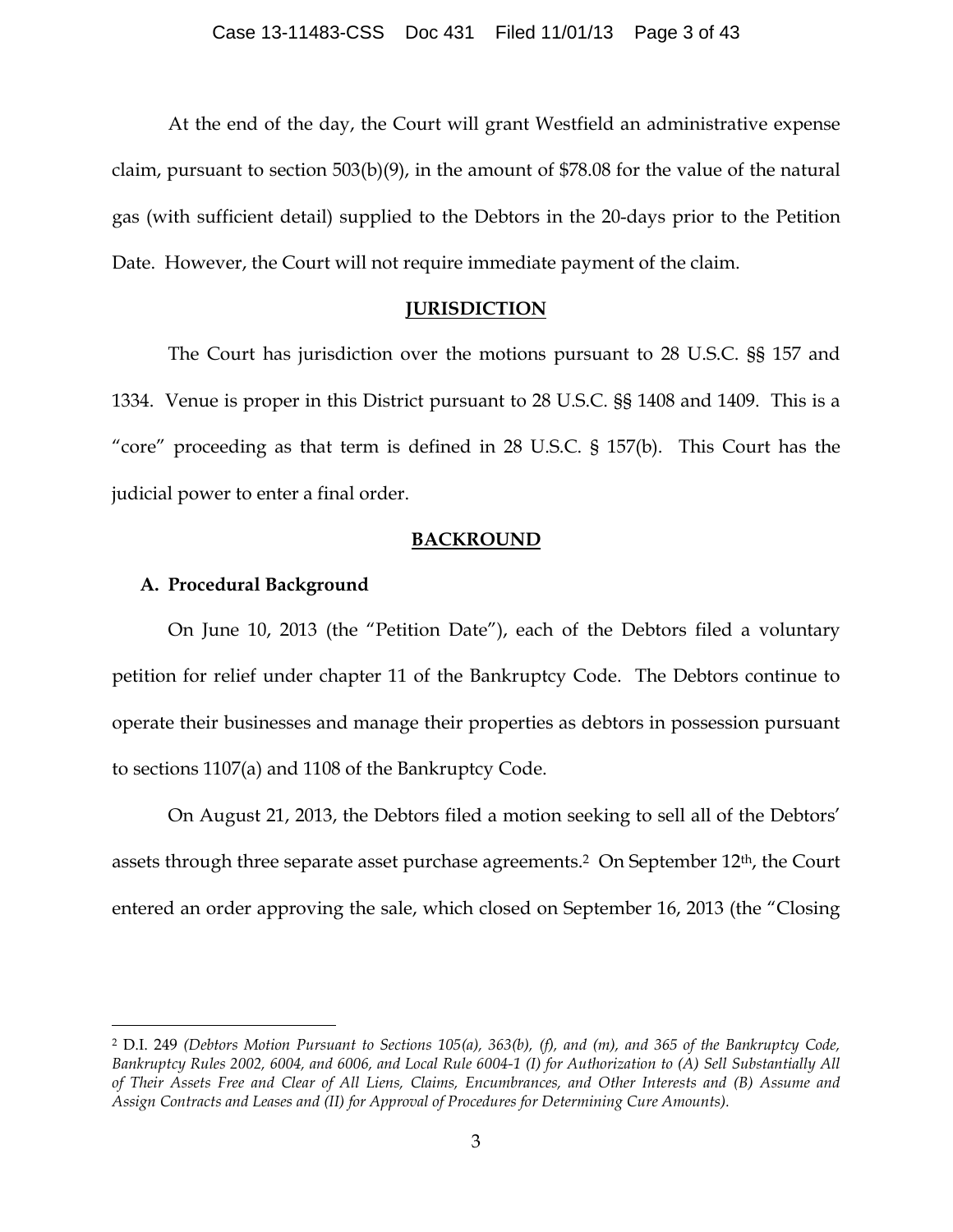At the end of the day, the Court will grant Westfield an administrative expense claim, pursuant to section 503(b)(9), in the amount of $78.08 for the value of the natural gas (with sufficient detail) supplied to the Debtors in the 20-days prior to the Petition Date. However, the Court will not require immediate payment of the claim.

## JURISDICTION

The Court has jurisdiction over the motions pursuant to 28 U.S.C. §§ 157 and 1334. Venue is proper in this District pursuant to 28 U.S.C. §§ 1408 and 1409. This is a "core" proceeding as that term is defined in 28 U.S.C. § 157(b). This Court has the judicial power to enter a final order.

## BACKROUND

### A. Procedural Background

On June 10, 2013 (the "Petition Date"), each of the Debtors filed a voluntary petition for relief under chapter 11 of the Bankruptcy Code. The Debtors continue to operate their businesses and manage their properties as debtors in possession pursuant to sections 1107(a) and 1108 of the Bankruptcy Code.

On August 21, 2013, the Debtors filed a motion seeking to sell all of the Debtors' assets through three separate asset purchase agreements.[2] On September 12th, the Court entered an order approving the sale, which closed on September 16, 2013 (the "Closing

[2] D.I. 249 *(Debtors Motion Pursuant to Sections 105(a), 363(b), (f), and (m), and 365 of the Bankruptcy Code, Bankruptcy Rules 2002, 6004, and 6006, and Local Rule 6004-1 (I) for Authorization to (A) Sell Substantially All of Their Assets Free and Clear of All Liens, Claims, Encumbrances, and Other Interests and (B) Assume and Assign Contracts and Leases and (II) for Approval of Procedures for Determining Cure Amounts).*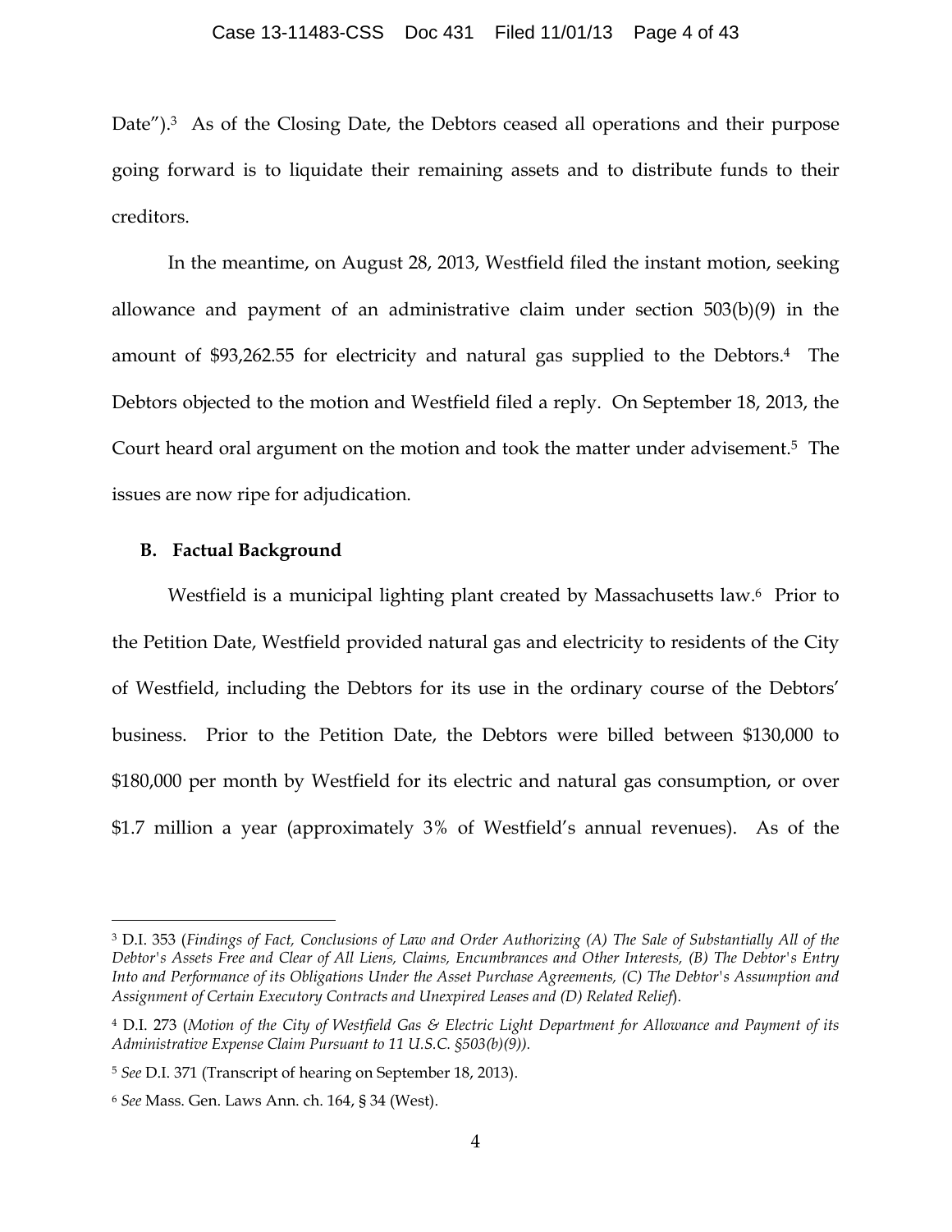Date").[3] As of the Closing Date, the Debtors ceased all operations and their purpose going forward is to liquidate their remaining assets and to distribute funds to their creditors.

In the meantime, on August 28, 2013, Westfield filed the instant motion, seeking allowance and payment of an administrative claim under section 503(b)(9) in the amount of $93,262.55 for electricity and natural gas supplied to the Debtors.[4] The Debtors objected to the motion and Westfield filed a reply. On September 18, 2013, the Court heard oral argument on the motion and took the matter under advisement.[5] The issues are now ripe for adjudication.

### B. Factual Background

Westfield is a municipal lighting plant created by Massachusetts law.[6] Prior to the Petition Date, Westfield provided natural gas and electricity to residents of the City of Westfield, including the Debtors for its use in the ordinary course of the Debtors' business. Prior to the Petition Date, the Debtors were billed between $130,000 to $180,000 per month by Westfield for its electric and natural gas consumption, or over $1.7 million a year (approximately 3% of Westfield's annual revenues). As of the

---

[3] D.I. 353 (*Findings of Fact, Conclusions of Law and Order Authorizing (A) The Sale of Substantially All of the Debtor's Assets Free and Clear of All Liens, Claims, Encumbrances and Other Interests, (B) The Debtor's Entry Into and Performance of its Obligations Under the Asset Purchase Agreements, (C) The Debtor's Assumption and Assignment of Certain Executory Contracts and Unexpired Leases and (D) Related Relief*).

[4] D.I. 273 (*Motion of the City of Westfield Gas & Electric Light Department for Allowance and Payment of its Administrative Expense Claim Pursuant to 11 U.S.C. §503(b)(9)).*

[5] *See* D.I. 371 (Transcript of hearing on September 18, 2013).

[6] *See* Mass. Gen. Laws Ann. ch. 164, § 34 (West).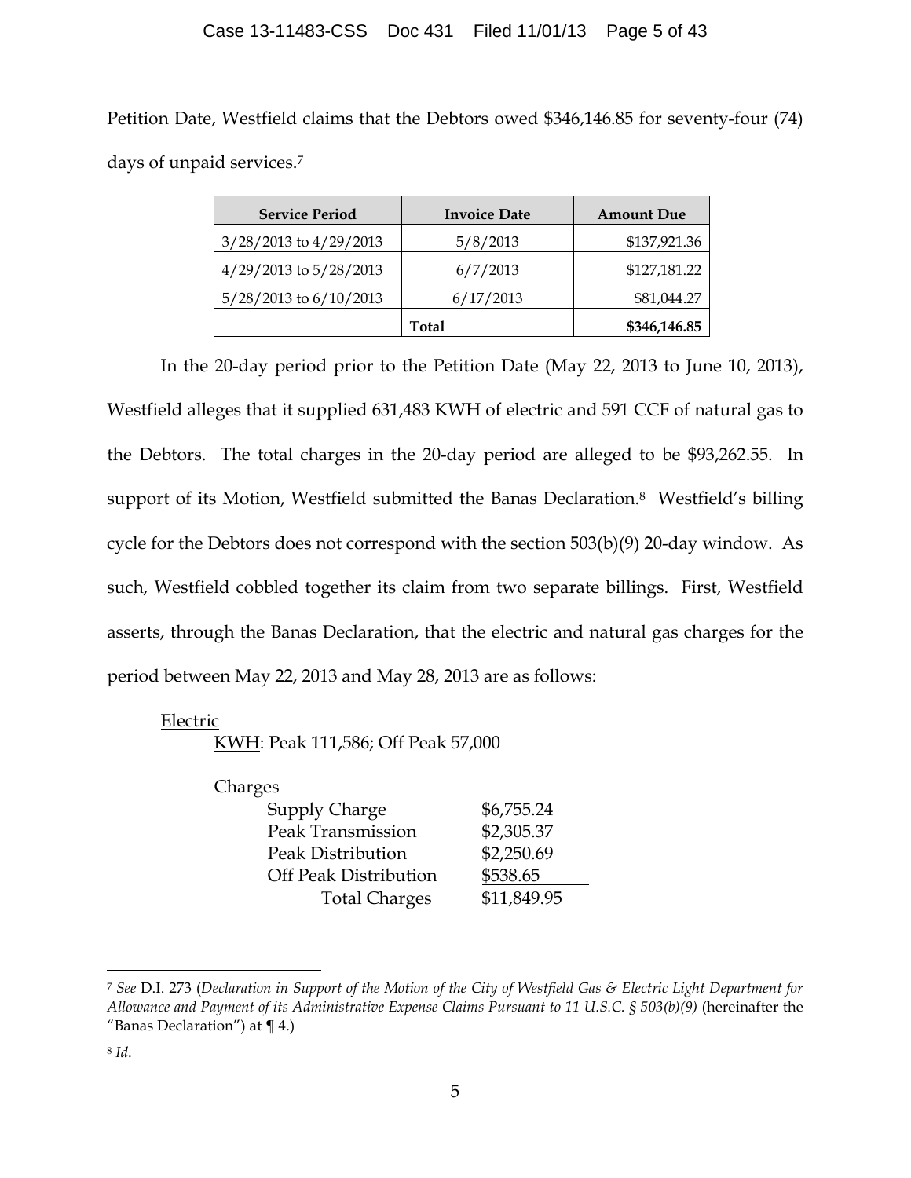Petition Date, Westfield claims that the Debtors owed $346,146.85 for seventy-four (74) days of unpaid services.[7]

| Service Period | Invoice Date | Amount Due |
|---|---|---|
| 3/28/2013 to 4/29/2013 | 5/8/2013 | $137,921.36 |
| 4/29/2013 to 5/28/2013 | 6/7/2013 | $127,181.22 |
| 5/28/2013 to 6/10/2013 | 6/17/2013 | $81,044.27 |
| | **Total** | **$346,146.85** |

In the 20-day period prior to the Petition Date (May 22, 2013 to June 10, 2013), Westfield alleges that it supplied 631,483 KWH of electric and 591 CCF of natural gas to the Debtors. The total charges in the 20-day period are alleged to be $93,262.55. In support of its Motion, Westfield submitted the Banas Declaration.[8] Westfield's billing cycle for the Debtors does not correspond with the section 503(b)(9) 20-day window. As such, Westfield cobbled together its claim from two separate billings. First, Westfield asserts, through the Banas Declaration, that the electric and natural gas charges for the period between May 22, 2013 and May 28, 2013 are as follows:

Electric

KWH: Peak 111,586; Off Peak 57,000

Charges

| | |
|---|---|
| Supply Charge | $6,755.24 |
| Peak Transmission | $2,305.37 |
| Peak Distribution | $2,250.69 |
| Off Peak Distribution | $538.65 |
| Total Charges | $11,849.95 |

---

[7] *See* D.I. 273 (*Declaration in Support of the Motion of the City of Westfield Gas & Electric Light Department for Allowance and Payment of its Administrative Expense Claims Pursuant to 11 U.S.C. § 503(b)(9)* (hereinafter the "Banas Declaration") at ¶ 4.)

[8] *Id.*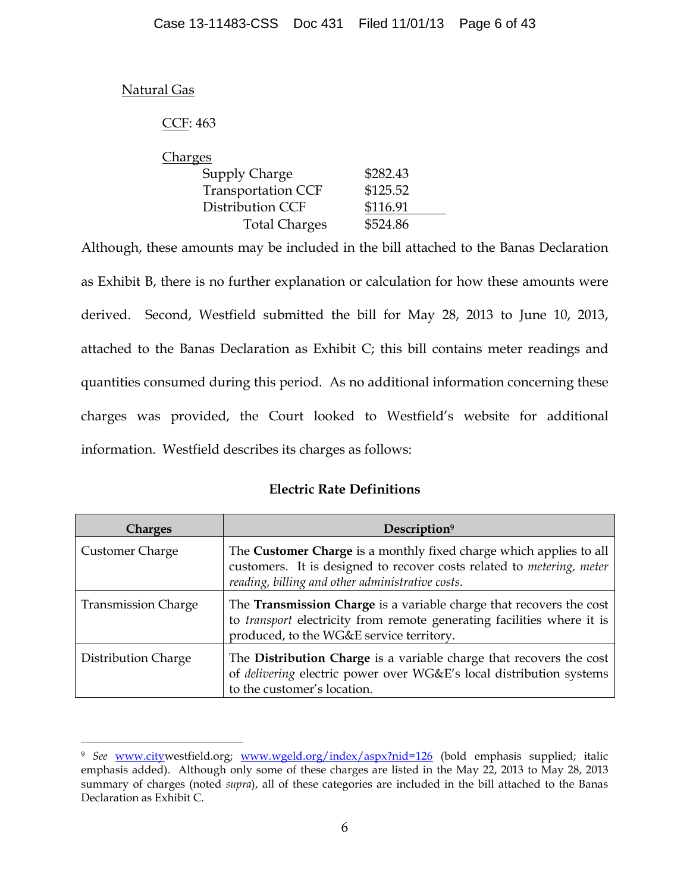Natural Gas

CCF: 463

Charges

| | |
|---|---|
| Supply Charge | $282.43 |
| Transportation CCF | $125.52 |
| Distribution CCF | $116.91 |
| Total Charges | $524.86 |

Although, these amounts may be included in the bill attached to the Banas Declaration as Exhibit B, there is no further explanation or calculation for how these amounts were derived. Second, Westfield submitted the bill for May 28, 2013 to June 10, 2013, attached to the Banas Declaration as Exhibit C; this bill contains meter readings and quantities consumed during this period. As no additional information concerning these charges was provided, the Court looked to Westfield's website for additional information. Westfield describes its charges as follows:

**Electric Rate Definitions**

| Charges | Description[9] |
|---|---|
| Customer Charge | The **Customer Charge** is a monthly fixed charge which applies to all customers. It is designed to recover costs related to *metering, meter reading, billing and other administrative costs.* |
| Transmission Charge | The **Transmission Charge** is a variable charge that recovers the cost to *transport* electricity from remote generating facilities where it is produced, to the WG&E service territory. |
| Distribution Charge | The **Distribution Charge** is a variable charge that recovers the cost of *delivering* electric power over WG&E's local distribution systems to the customer's location. |

[9] *See* www.citywestfield.org; www.wgeld.org/index/aspx?nid=126 (bold emphasis supplied; italic emphasis added). Although only some of these charges are listed in the May 22, 2013 to May 28, 2013 summary of charges (noted *supra*), all of these categories are included in the bill attached to the Banas Declaration as Exhibit C.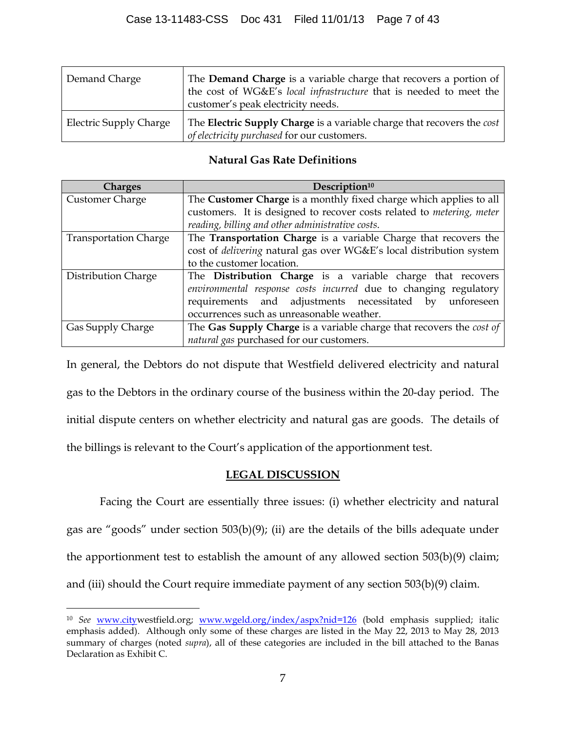| | |
|---|---|
| Demand Charge | The **Demand Charge** is a variable charge that recovers a portion of the cost of WG&E's *local infrastructure* that is needed to meet the customer's peak electricity needs. |
| Electric Supply Charge | The **Electric Supply Charge** is a variable charge that recovers the *cost of electricity purchased* for our customers. |

**Natural Gas Rate Definitions**

| Charges | Description[10] |
|---|---|
| Customer Charge | The **Customer Charge** is a monthly fixed charge which applies to all customers. It is designed to recover costs related to *metering, meter reading, billing and other administrative costs*. |
| Transportation Charge | The **Transportation Charge** is a variable Charge that recovers the cost of *delivering* natural gas over WG&E's local distribution system to the customer location. |
| Distribution Charge | The **Distribution Charge** is a variable charge that recovers *environmental response costs incurred* due to changing regulatory requirements and adjustments necessitated by unforeseen occurrences such as unreasonable weather. |
| Gas Supply Charge | The **Gas Supply Charge** is a variable charge that recovers the *cost of natural gas* purchased for our customers. |

In general, the Debtors do not dispute that Westfield delivered electricity and natural gas to the Debtors in the ordinary course of the business within the 20-day period. The initial dispute centers on whether electricity and natural gas are goods. The details of the billings is relevant to the Court's application of the apportionment test.

## LEGAL DISCUSSION

Facing the Court are essentially three issues: (i) whether electricity and natural gas are "goods" under section 503(b)(9); (ii) are the details of the bills adequate under the apportionment test to establish the amount of any allowed section 503(b)(9) claim; and (iii) should the Court require immediate payment of any section 503(b)(9) claim.

---

[10] *See* www.citywestfield.org; www.wgeld.org/index/aspx?nid=126 (bold emphasis supplied; italic emphasis added). Although only some of these charges are listed in the May 22, 2013 to May 28, 2013 summary of charges (noted *supra*), all of these categories are included in the bill attached to the Banas Declaration as Exhibit C.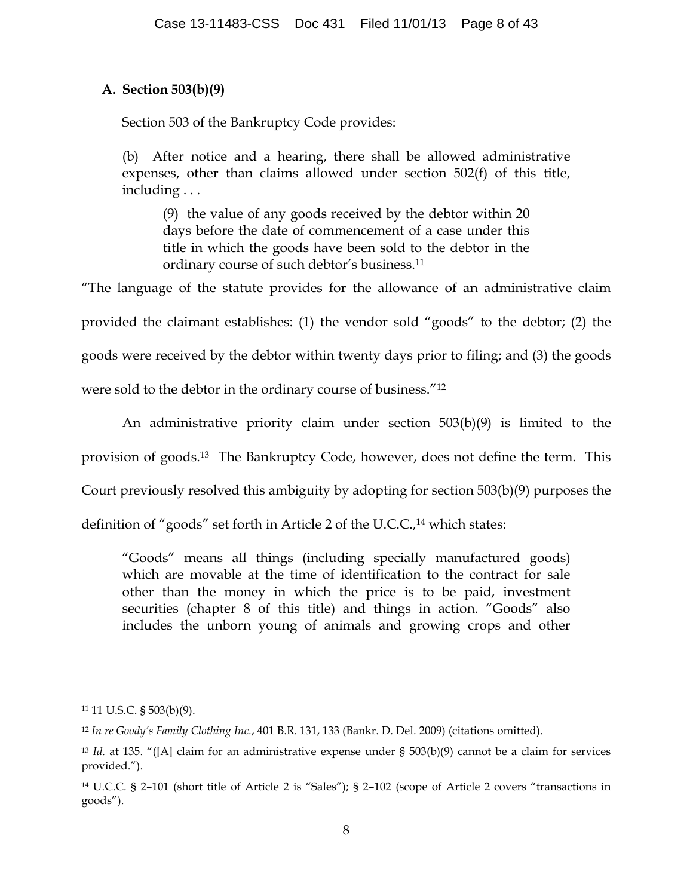### A. Section 503(b)(9)

Section 503 of the Bankruptcy Code provides:

> (b) After notice and a hearing, there shall be allowed administrative expenses, other than claims allowed under section 502(f) of this title, including . . .
>
> > (9) the value of any goods received by the debtor within 20 days before the date of commencement of a case under this title in which the goods have been sold to the debtor in the ordinary course of such debtor's business.[11]

"The language of the statute provides for the allowance of an administrative claim provided the claimant establishes: (1) the vendor sold "goods" to the debtor; (2) the goods were received by the debtor within twenty days prior to filing; and (3) the goods were sold to the debtor in the ordinary course of business."[12]

An administrative priority claim under section 503(b)(9) is limited to the provision of goods.[13] The Bankruptcy Code, however, does not define the term. This Court previously resolved this ambiguity by adopting for section 503(b)(9) purposes the definition of "goods" set forth in Article 2 of the U.C.C.,[14] which states:

> "Goods" means all things (including specially manufactured goods) which are movable at the time of identification to the contract for sale other than the money in which the price is to be paid, investment securities (chapter 8 of this title) and things in action. "Goods" also includes the unborn young of animals and growing crops and other

---

[11] 11 U.S.C. § 503(b)(9).

[12] *In re Goody's Family Clothing Inc.*, 401 B.R. 131, 133 (Bankr. D. Del. 2009) (citations omitted).

[13] *Id.* at 135. "([A] claim for an administrative expense under § 503(b)(9) cannot be a claim for services provided.").

[14] U.C.C. § 2–101 (short title of Article 2 is "Sales"); § 2–102 (scope of Article 2 covers "transactions in goods").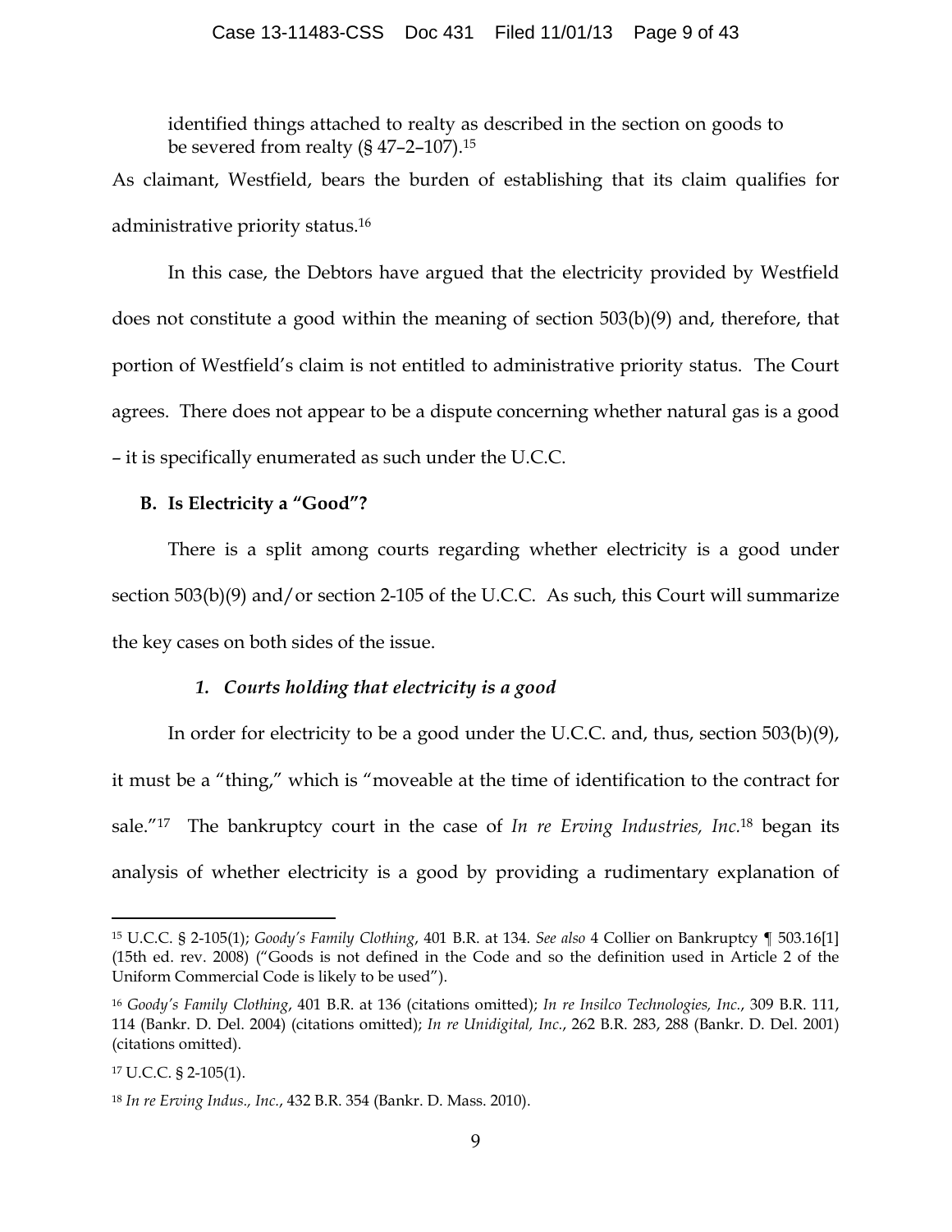identified things attached to realty as described in the section on goods to be severed from realty (§ 47–2–107).[15]

As claimant, Westfield, bears the burden of establishing that its claim qualifies for administrative priority status.[16]

In this case, the Debtors have argued that the electricity provided by Westfield does not constitute a good within the meaning of section 503(b)(9) and, therefore, that portion of Westfield's claim is not entitled to administrative priority status. The Court agrees. There does not appear to be a dispute concerning whether natural gas is a good – it is specifically enumerated as such under the U.C.C.

### B. Is Electricity a "Good"?

There is a split among courts regarding whether electricity is a good under section 503(b)(9) and/or section 2-105 of the U.C.C. As such, this Court will summarize the key cases on both sides of the issue.

#### *1. Courts holding that electricity is a good*

In order for electricity to be a good under the U.C.C. and, thus, section 503(b)(9), it must be a "thing," which is "moveable at the time of identification to the contract for sale."[17] The bankruptcy court in the case of *In re Erving Industries, Inc.*[18] began its analysis of whether electricity is a good by providing a rudimentary explanation of

---

[15] U.C.C. § 2-105(1); *Goody's Family Clothing*, 401 B.R. at 134. *See also* 4 Collier on Bankruptcy ¶ 503.16[1] (15th ed. rev. 2008) ("Goods is not defined in the Code and so the definition used in Article 2 of the Uniform Commercial Code is likely to be used").

[16] *Goody's Family Clothing*, 401 B.R. at 136 (citations omitted); *In re Insilco Technologies, Inc.*, 309 B.R. 111, 114 (Bankr. D. Del. 2004) (citations omitted); *In re Unidigital, Inc.*, 262 B.R. 283, 288 (Bankr. D. Del. 2001) (citations omitted).

[17] U.C.C. § 2-105(1).

[18] *In re Erving Indus., Inc.*, 432 B.R. 354 (Bankr. D. Mass. 2010).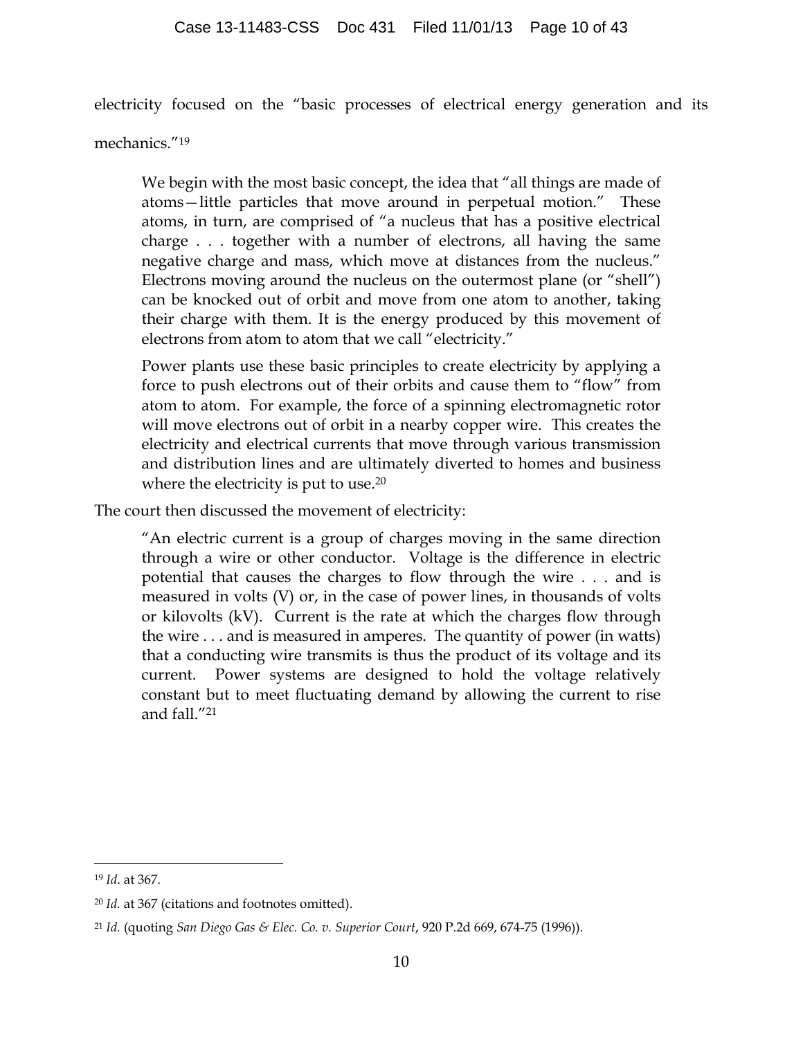electricity focused on the "basic processes of electrical energy generation and its mechanics."[19]

> We begin with the most basic concept, the idea that "all things are made of atoms—little particles that move around in perpetual motion." These atoms, in turn, are comprised of "a nucleus that has a positive electrical charge . . . together with a number of electrons, all having the same negative charge and mass, which move at distances from the nucleus." Electrons moving around the nucleus on the outermost plane (or "shell") can be knocked out of orbit and move from one atom to another, taking their charge with them. It is the energy produced by this movement of electrons from atom to atom that we call "electricity."
>
> Power plants use these basic principles to create electricity by applying a force to push electrons out of their orbits and cause them to "flow" from atom to atom. For example, the force of a spinning electromagnetic rotor will move electrons out of orbit in a nearby copper wire. This creates the electricity and electrical currents that move through various transmission and distribution lines and are ultimately diverted to homes and business where the electricity is put to use.[20]

The court then discussed the movement of electricity:

> "An electric current is a group of charges moving in the same direction through a wire or other conductor. Voltage is the difference in electric potential that causes the charges to flow through the wire . . . and is measured in volts (V) or, in the case of power lines, in thousands of volts or kilovolts (kV). Current is the rate at which the charges flow through the wire . . . and is measured in amperes. The quantity of power (in watts) that a conducting wire transmits is thus the product of its voltage and its current. Power systems are designed to hold the voltage relatively constant but to meet fluctuating demand by allowing the current to rise and fall."[21]

---

[19] *Id*. at 367.

[20] *Id.* at 367 (citations and footnotes omitted).

[21] *Id.* (quoting *San Diego Gas & Elec. Co. v. Superior Court*, 920 P.2d 669, 674-75 (1996)).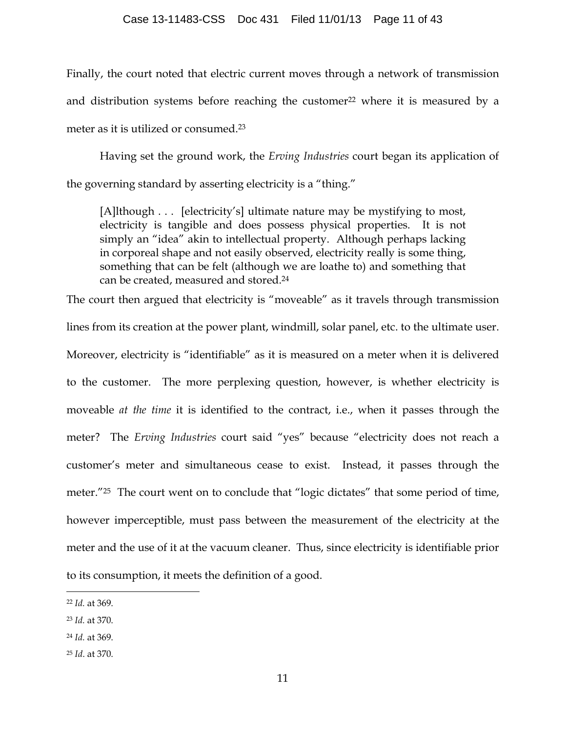Finally, the court noted that electric current moves through a network of transmission and distribution systems before reaching the customer[22] where it is measured by a meter as it is utilized or consumed.[23]

Having set the ground work, the *Erving Industries* court began its application of the governing standard by asserting electricity is a "thing."

> [A]lthough . . . [electricity's] ultimate nature may be mystifying to most, electricity is tangible and does possess physical properties. It is not simply an "idea" akin to intellectual property. Although perhaps lacking in corporeal shape and not easily observed, electricity really is some thing, something that can be felt (although we are loathe to) and something that can be created, measured and stored.[24]

The court then argued that electricity is "moveable" as it travels through transmission lines from its creation at the power plant, windmill, solar panel, etc. to the ultimate user. Moreover, electricity is "identifiable" as it is measured on a meter when it is delivered to the customer. The more perplexing question, however, is whether electricity is moveable *at the time* it is identified to the contract, i.e., when it passes through the meter? The *Erving Industries* court said "yes" because "electricity does not reach a customer's meter and simultaneous cease to exist. Instead, it passes through the meter."[25] The court went on to conclude that "logic dictates" that some period of time, however imperceptible, must pass between the measurement of the electricity at the meter and the use of it at the vacuum cleaner. Thus, since electricity is identifiable prior to its consumption, it meets the definition of a good.

---

[22] *Id.* at 369.

[23] *Id.* at 370.

[24] *Id.* at 369.

[25] *Id*. at 370.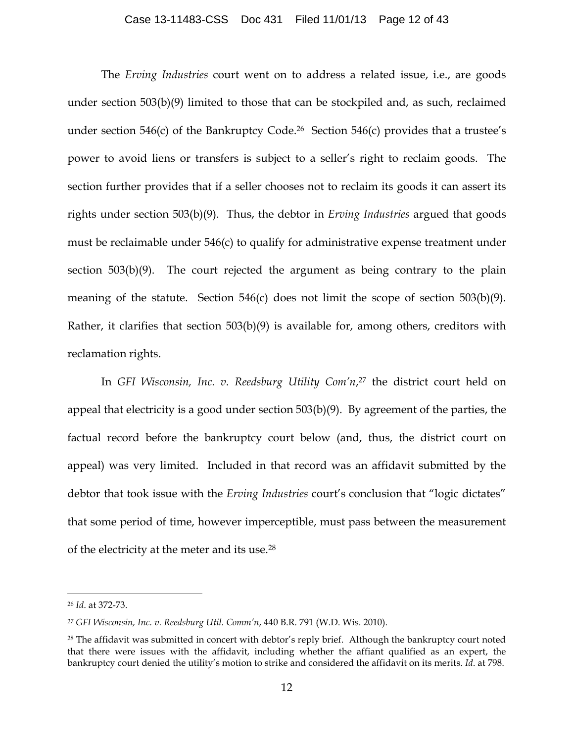The *Erving Industries* court went on to address a related issue, i.e., are goods under section 503(b)(9) limited to those that can be stockpiled and, as such, reclaimed under section 546(c) of the Bankruptcy Code.[26] Section 546(c) provides that a trustee's power to avoid liens or transfers is subject to a seller's right to reclaim goods. The section further provides that if a seller chooses not to reclaim its goods it can assert its rights under section 503(b)(9). Thus, the debtor in *Erving Industries* argued that goods must be reclaimable under 546(c) to qualify for administrative expense treatment under section 503(b)(9). The court rejected the argument as being contrary to the plain meaning of the statute. Section 546(c) does not limit the scope of section 503(b)(9). Rather, it clarifies that section 503(b)(9) is available for, among others, creditors with reclamation rights.

In *GFI Wisconsin, Inc. v. Reedsburg Utility Com'n*,[27] the district court held on appeal that electricity is a good under section 503(b)(9). By agreement of the parties, the factual record before the bankruptcy court below (and, thus, the district court on appeal) was very limited. Included in that record was an affidavit submitted by the debtor that took issue with the *Erving Industries* court's conclusion that "logic dictates" that some period of time, however imperceptible, must pass between the measurement of the electricity at the meter and its use.[28]

---

[26] *Id*. at 372-73.

[27] *GFI Wisconsin, Inc. v. Reedsburg Util. Comm'n*, 440 B.R. 791 (W.D. Wis. 2010).

[28] The affidavit was submitted in concert with debtor's reply brief. Although the bankruptcy court noted that there were issues with the affidavit, including whether the affiant qualified as an expert, the bankruptcy court denied the utility's motion to strike and considered the affidavit on its merits. *Id*. at 798.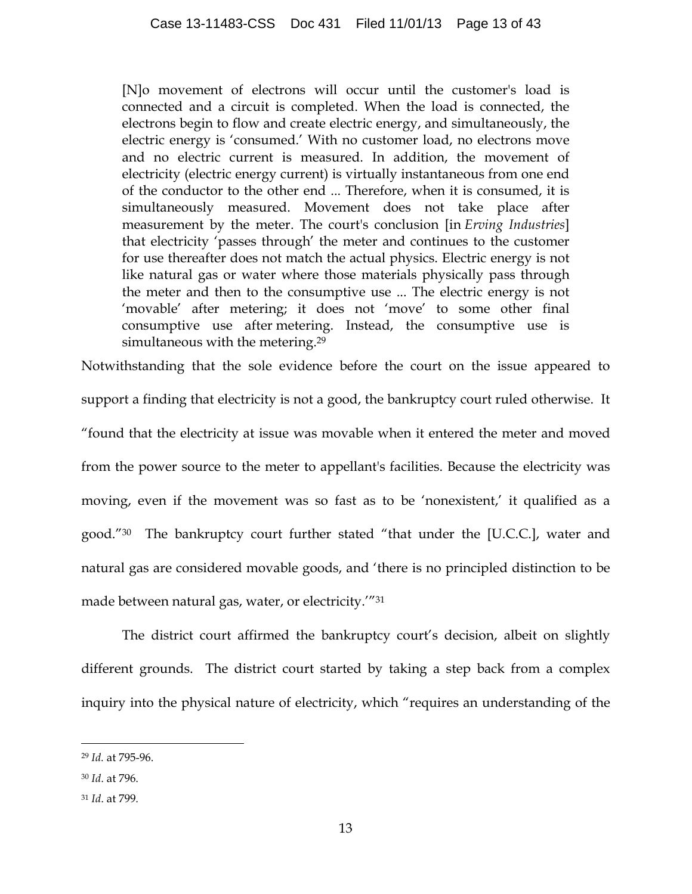> [N]o movement of electrons will occur until the customer's load is connected and a circuit is completed. When the load is connected, the electrons begin to flow and create electric energy, and simultaneously, the electric energy is 'consumed.' With no customer load, no electrons move and no electric current is measured. In addition, the movement of electricity (electric energy current) is virtually instantaneous from one end of the conductor to the other end ... Therefore, when it is consumed, it is simultaneously measured. Movement does not take place after measurement by the meter. The court's conclusion [in *Erving Industries*] that electricity 'passes through' the meter and continues to the customer for use thereafter does not match the actual physics. Electric energy is not like natural gas or water where those materials physically pass through the meter and then to the consumptive use ... The electric energy is not 'movable' after metering; it does not 'move' to some other final consumptive use after metering. Instead, the consumptive use is simultaneous with the metering.[29]

Notwithstanding that the sole evidence before the court on the issue appeared to support a finding that electricity is not a good, the bankruptcy court ruled otherwise. It "found that the electricity at issue was movable when it entered the meter and moved from the power source to the meter to appellant's facilities. Because the electricity was moving, even if the movement was so fast as to be 'nonexistent,' it qualified as a good."[30] The bankruptcy court further stated "that under the [U.C.C.], water and natural gas are considered movable goods, and 'there is no principled distinction to be made between natural gas, water, or electricity.'"[31]

The district court affirmed the bankruptcy court's decision, albeit on slightly different grounds. The district court started by taking a step back from a complex inquiry into the physical nature of electricity, which "requires an understanding of the

---

[29] *Id.* at 795-96.

[30] *Id*. at 796.

[31] *Id*. at 799.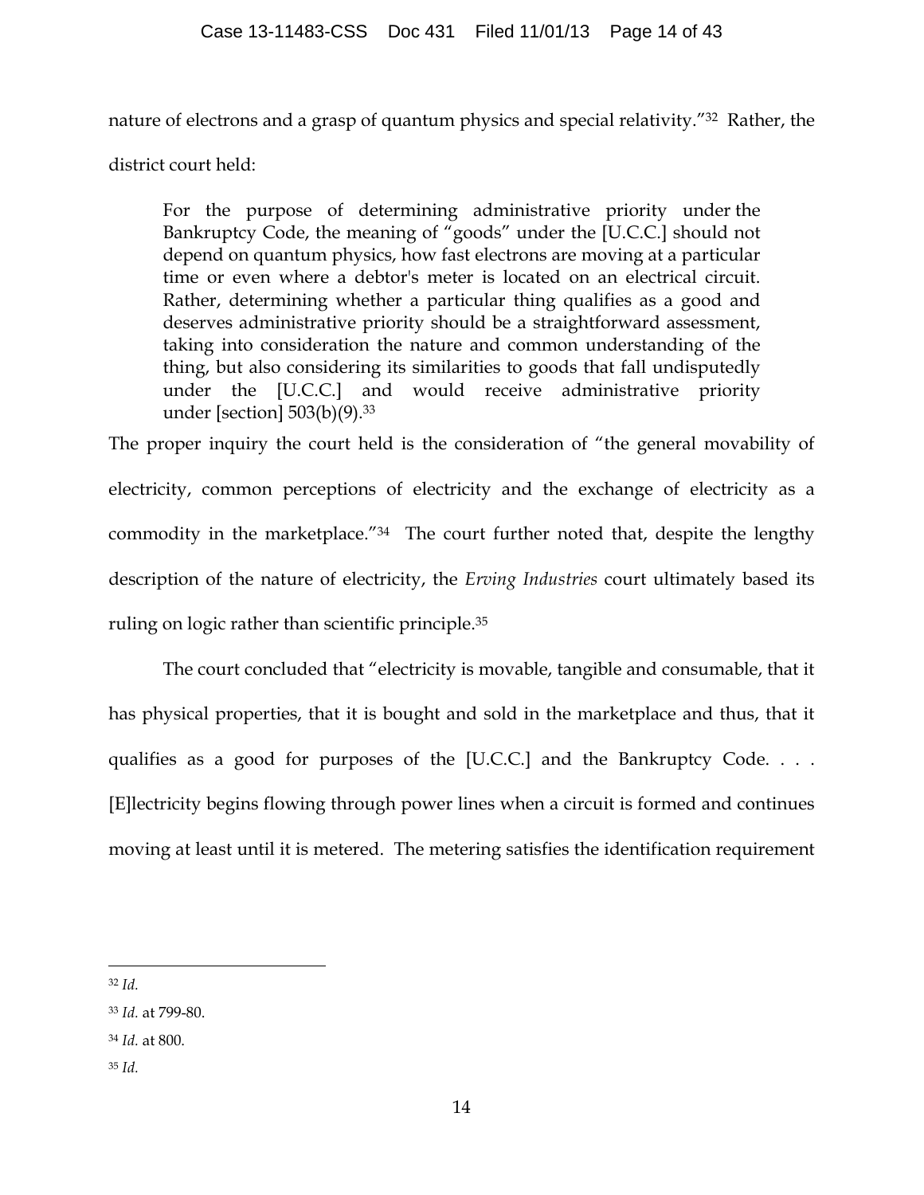nature of electrons and a grasp of quantum physics and special relativity."[32] Rather, the district court held:

> For the purpose of determining administrative priority under the Bankruptcy Code, the meaning of "goods" under the [U.C.C.] should not depend on quantum physics, how fast electrons are moving at a particular time or even where a debtor's meter is located on an electrical circuit. Rather, determining whether a particular thing qualifies as a good and deserves administrative priority should be a straightforward assessment, taking into consideration the nature and common understanding of the thing, but also considering its similarities to goods that fall undisputedly under the [U.C.C.] and would receive administrative priority under [section] 503(b)(9).[33]

The proper inquiry the court held is the consideration of "the general movability of electricity, common perceptions of electricity and the exchange of electricity as a commodity in the marketplace."[34] The court further noted that, despite the lengthy description of the nature of electricity, the *Erving Industries* court ultimately based its ruling on logic rather than scientific principle.[35]

The court concluded that "electricity is movable, tangible and consumable, that it has physical properties, that it is bought and sold in the marketplace and thus, that it qualifies as a good for purposes of the [U.C.C.] and the Bankruptcy Code. . . . [E]lectricity begins flowing through power lines when a circuit is formed and continues moving at least until it is metered. The metering satisfies the identification requirement

---

[32] *Id.*

[33] *Id.* at 799-80.

[34] *Id.* at 800.

[35] *Id.*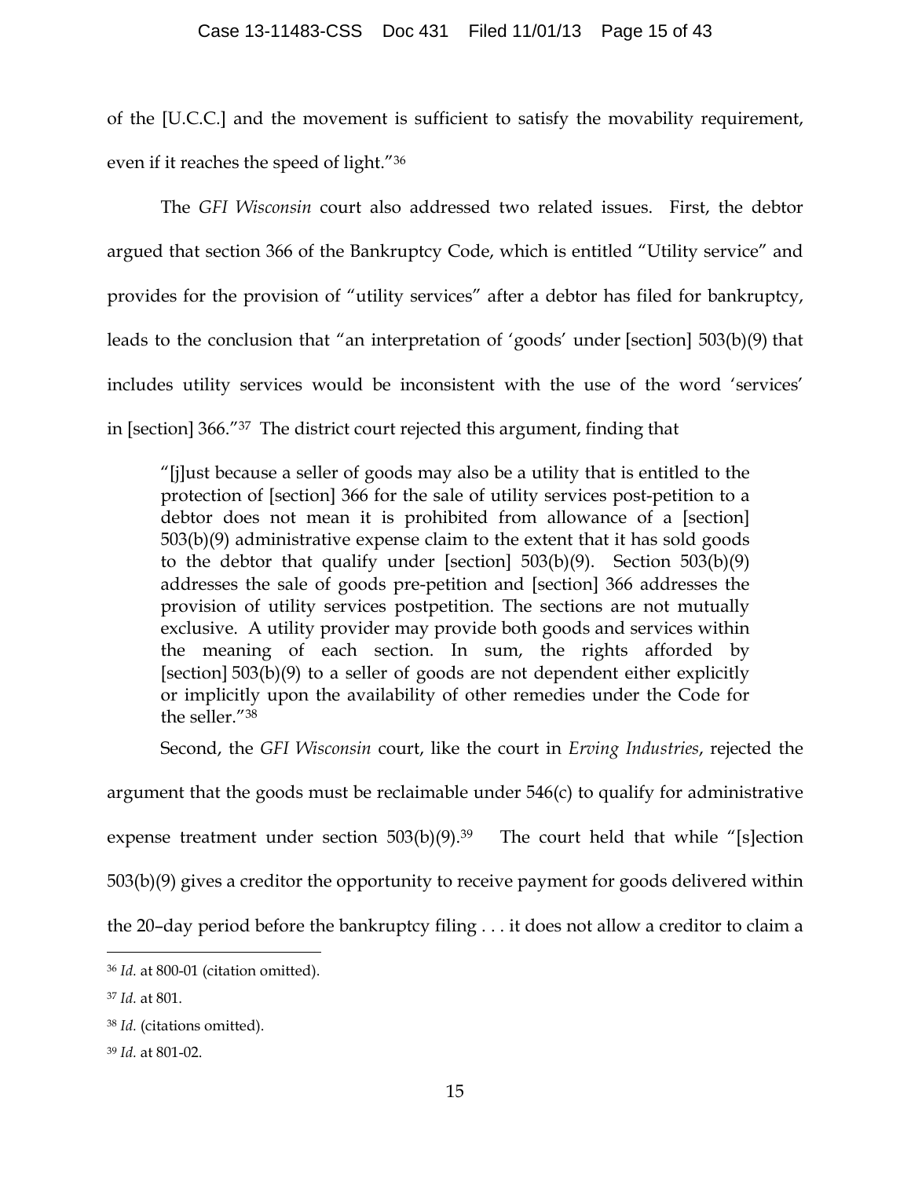of the [U.C.C.] and the movement is sufficient to satisfy the movability requirement, even if it reaches the speed of light."[36]

The *GFI Wisconsin* court also addressed two related issues. First, the debtor argued that section 366 of the Bankruptcy Code, which is entitled "Utility service" and provides for the provision of "utility services" after a debtor has filed for bankruptcy, leads to the conclusion that "an interpretation of 'goods' under [section] 503(b)(9) that includes utility services would be inconsistent with the use of the word 'services' in [section] 366."[37] The district court rejected this argument, finding that

> "[j]ust because a seller of goods may also be a utility that is entitled to the protection of [section] 366 for the sale of utility services post-petition to a debtor does not mean it is prohibited from allowance of a [section] 503(b)(9) administrative expense claim to the extent that it has sold goods to the debtor that qualify under [section] 503(b)(9). Section 503(b)(9) addresses the sale of goods pre-petition and [section] 366 addresses the provision of utility services postpetition. The sections are not mutually exclusive. A utility provider may provide both goods and services within the meaning of each section. In sum, the rights afforded by [section] 503(b)(9) to a seller of goods are not dependent either explicitly or implicitly upon the availability of other remedies under the Code for the seller."[38]

Second, the *GFI Wisconsin* court, like the court in *Erving Industries*, rejected the argument that the goods must be reclaimable under 546(c) to qualify for administrative expense treatment under section 503(b)(9).[39] The court held that while "[s]ection 503(b)(9) gives a creditor the opportunity to receive payment for goods delivered within the 20–day period before the bankruptcy filing . . . it does not allow a creditor to claim a

---

[36] *Id.* at 800-01 (citation omitted).

[37] *Id.* at 801.

[38] *Id.* (citations omitted).

[39] *Id.* at 801-02.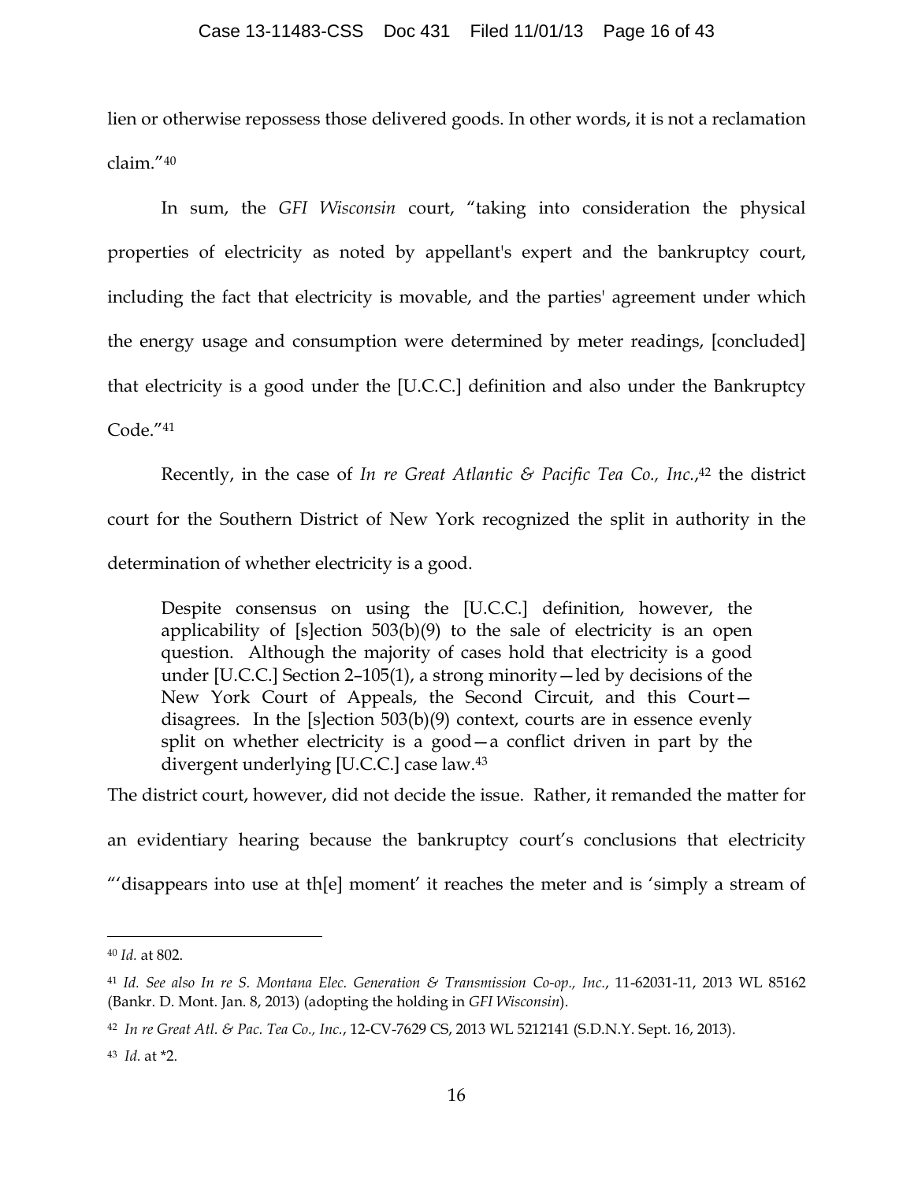lien or otherwise repossess those delivered goods. In other words, it is not a reclamation claim."[40]

In sum, the *GFI Wisconsin* court, "taking into consideration the physical properties of electricity as noted by appellant's expert and the bankruptcy court, including the fact that electricity is movable, and the parties' agreement under which the energy usage and consumption were determined by meter readings, [concluded] that electricity is a good under the [U.C.C.] definition and also under the Bankruptcy Code."[41]

Recently, in the case of *In re Great Atlantic & Pacific Tea Co., Inc.*,[42] the district court for the Southern District of New York recognized the split in authority in the determination of whether electricity is a good.

> Despite consensus on using the [U.C.C.] definition, however, the applicability of [s]ection 503(b)(9) to the sale of electricity is an open question. Although the majority of cases hold that electricity is a good under [U.C.C.] Section 2–105(1), a strong minority—led by decisions of the New York Court of Appeals, the Second Circuit, and this Court—disagrees. In the [s]ection 503(b)(9) context, courts are in essence evenly split on whether electricity is a good—a conflict driven in part by the divergent underlying [U.C.C.] case law.[43]

The district court, however, did not decide the issue. Rather, it remanded the matter for an evidentiary hearing because the bankruptcy court's conclusions that electricity "'disappears into use at th[e] moment' it reaches the meter and is 'simply a stream of

---

[40] *Id.* at 802.

[41] *Id. See also In re S. Montana Elec. Generation & Transmission Co-op., Inc.*, 11-62031-11, 2013 WL 85162 (Bankr. D. Mont. Jan. 8, 2013) (adopting the holding in *GFI Wisconsin*).

[42] *In re Great Atl. & Pac. Tea Co., Inc.*, 12-CV-7629 CS, 2013 WL 5212141 (S.D.N.Y. Sept. 16, 2013).

[43] *Id.* at *2.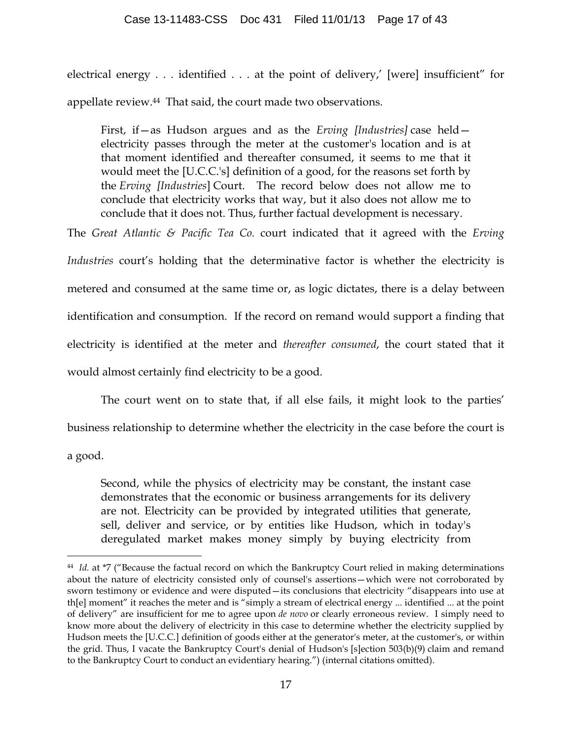electrical energy . . . identified . . . at the point of delivery,' [were] insufficient" for appellate review.[44] That said, the court made two observations.

> First, if—as Hudson argues and as the *Erving [Industries]* case held—electricity passes through the meter at the customer's location and is at that moment identified and thereafter consumed, it seems to me that it would meet the [U.C.C.'s] definition of a good, for the reasons set forth by the *Erving [Industries*] Court. The record below does not allow me to conclude that electricity works that way, but it also does not allow me to conclude that it does not. Thus, further factual development is necessary.

The *Great Atlantic & Pacific Tea Co.* court indicated that it agreed with the *Erving Industries* court's holding that the determinative factor is whether the electricity is metered and consumed at the same time or, as logic dictates, there is a delay between identification and consumption. If the record on remand would support a finding that electricity is identified at the meter and *thereafter consumed*, the court stated that it would almost certainly find electricity to be a good.

The court went on to state that, if all else fails, it might look to the parties' business relationship to determine whether the electricity in the case before the court is a good.

> Second, while the physics of electricity may be constant, the instant case demonstrates that the economic or business arrangements for its delivery are not. Electricity can be provided by integrated utilities that generate, sell, deliver and service, or by entities like Hudson, which in today's deregulated market makes money simply by buying electricity from

---

[44] *Id.* at *7 ("Because the factual record on which the Bankruptcy Court relied in making determinations about the nature of electricity consisted only of counsel's assertions—which were not corroborated by sworn testimony or evidence and were disputed—its conclusions that electricity "disappears into use at th[e] moment" it reaches the meter and is "simply a stream of electrical energy ... identified ... at the point of delivery" are insufficient for me to agree upon *de novo* or clearly erroneous review. I simply need to know more about the delivery of electricity in this case to determine whether the electricity supplied by Hudson meets the [U.C.C.] definition of goods either at the generator's meter, at the customer's, or within the grid. Thus, I vacate the Bankruptcy Court's denial of Hudson's [s]ection 503(b)(9) claim and remand to the Bankruptcy Court to conduct an evidentiary hearing.") (internal citations omitted).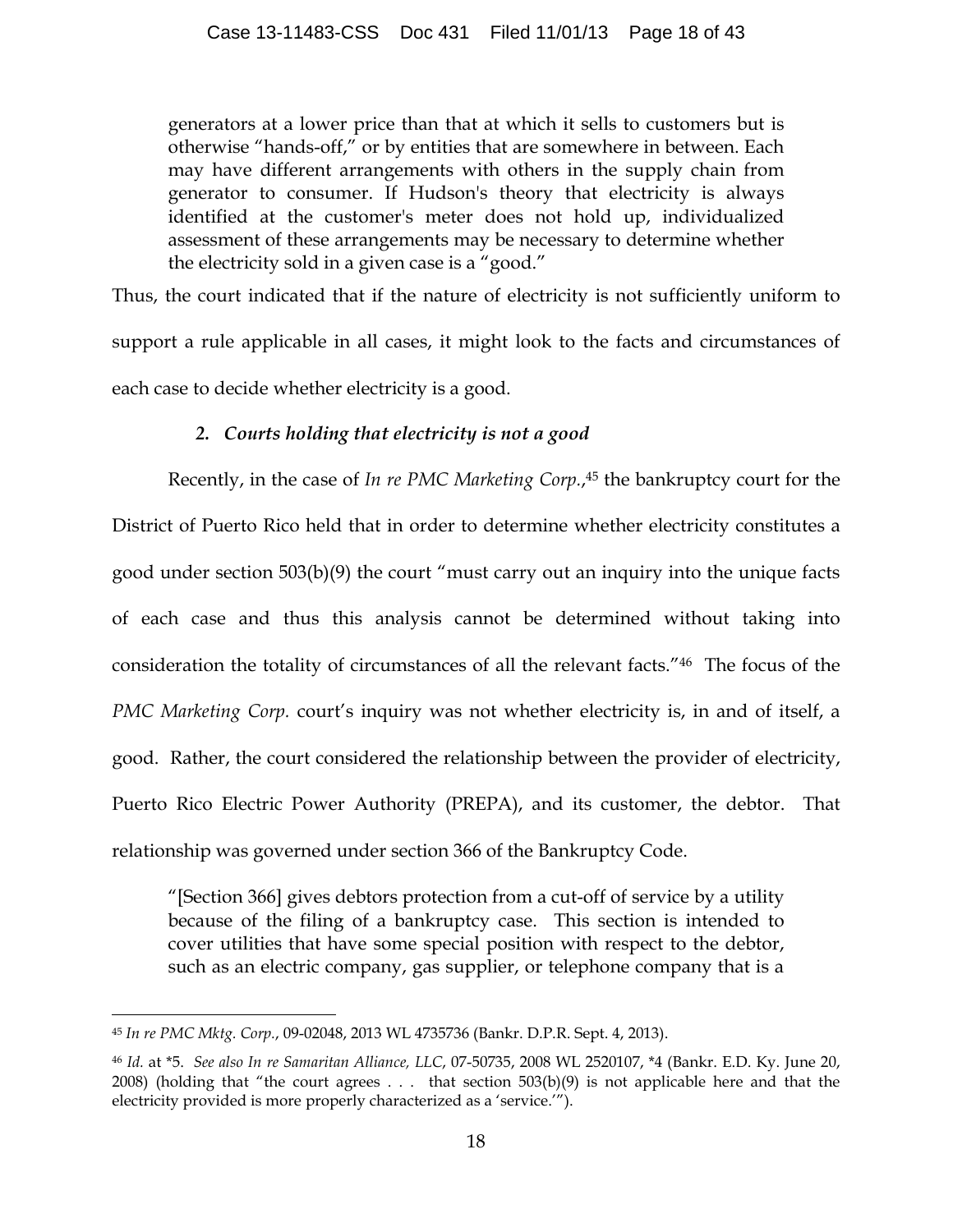> generators at a lower price than that at which it sells to customers but is otherwise "hands-off," or by entities that are somewhere in between. Each may have different arrangements with others in the supply chain from generator to consumer. If Hudson's theory that electricity is always identified at the customer's meter does not hold up, individualized assessment of these arrangements may be necessary to determine whether the electricity sold in a given case is a "good."

Thus, the court indicated that if the nature of electricity is not sufficiently uniform to support a rule applicable in all cases, it might look to the facts and circumstances of each case to decide whether electricity is a good.

### *2. Courts holding that electricity is not a good*

Recently, in the case of *In re PMC Marketing Corp.*,[45] the bankruptcy court for the District of Puerto Rico held that in order to determine whether electricity constitutes a good under section 503(b)(9) the court "must carry out an inquiry into the unique facts of each case and thus this analysis cannot be determined without taking into consideration the totality of circumstances of all the relevant facts."[46] The focus of the *PMC Marketing Corp.* court's inquiry was not whether electricity is, in and of itself, a good. Rather, the court considered the relationship between the provider of electricity, Puerto Rico Electric Power Authority (PREPA), and its customer, the debtor. That relationship was governed under section 366 of the Bankruptcy Code.

> "[Section 366] gives debtors protection from a cut-off of service by a utility because of the filing of a bankruptcy case. This section is intended to cover utilities that have some special position with respect to the debtor, such as an electric company, gas supplier, or telephone company that is a

---

[45] *In re PMC Mktg. Corp.*, 09-02048, 2013 WL 4735736 (Bankr. D.P.R. Sept. 4, 2013).

[46] *Id.* at \*5. *See also In re Samaritan Alliance, LLC*, 07-50735, 2008 WL 2520107, \*4 (Bankr. E.D. Ky. June 20, 2008) (holding that "the court agrees . . . that section 503(b)(9) is not applicable here and that the electricity provided is more properly characterized as a 'service.'").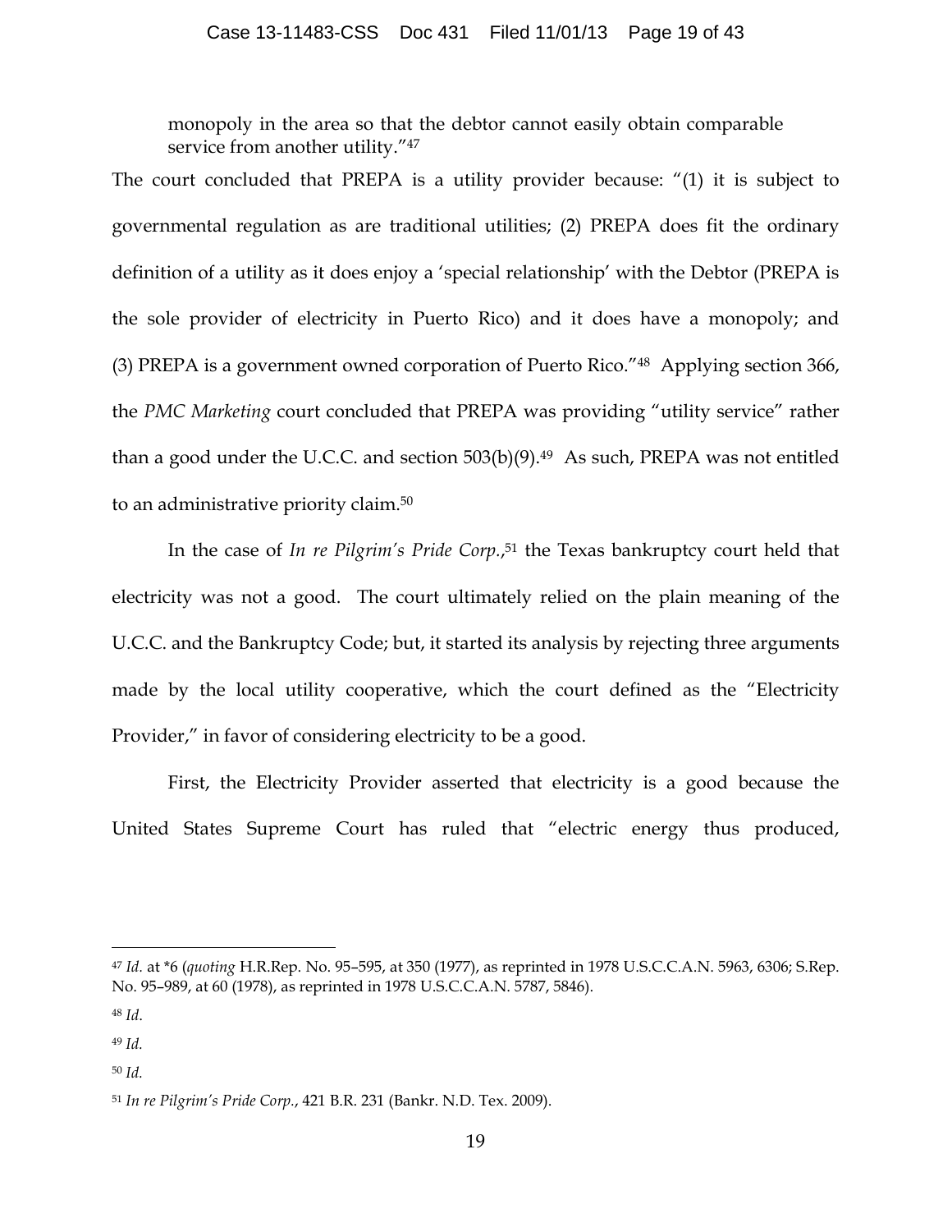monopoly in the area so that the debtor cannot easily obtain comparable service from another utility."[47]

The court concluded that PREPA is a utility provider because: "(1) it is subject to governmental regulation as are traditional utilities; (2) PREPA does fit the ordinary definition of a utility as it does enjoy a 'special relationship' with the Debtor (PREPA is the sole provider of electricity in Puerto Rico) and it does have a monopoly; and (3) PREPA is a government owned corporation of Puerto Rico."[48] Applying section 366, the *PMC Marketing* court concluded that PREPA was providing "utility service" rather than a good under the U.C.C. and section 503(b)(9).[49] As such, PREPA was not entitled to an administrative priority claim.[50]

In the case of *In re Pilgrim's Pride Corp.*,[51] the Texas bankruptcy court held that electricity was not a good. The court ultimately relied on the plain meaning of the U.C.C. and the Bankruptcy Code; but, it started its analysis by rejecting three arguments made by the local utility cooperative, which the court defined as the "Electricity Provider," in favor of considering electricity to be a good.

First, the Electricity Provider asserted that electricity is a good because the United States Supreme Court has ruled that "electric energy thus produced,

---

[47] *Id.* at *6 (*quoting* H.R.Rep. No. 95–595, at 350 (1977), as reprinted in 1978 U.S.C.C.A.N. 5963, 6306; S.Rep. No. 95–989, at 60 (1978), as reprinted in 1978 U.S.C.C.A.N. 5787, 5846).

[48] *Id.*

[49] *Id.*

[50] *Id.*

[51] *In re Pilgrim's Pride Corp.*, 421 B.R. 231 (Bankr. N.D. Tex. 2009).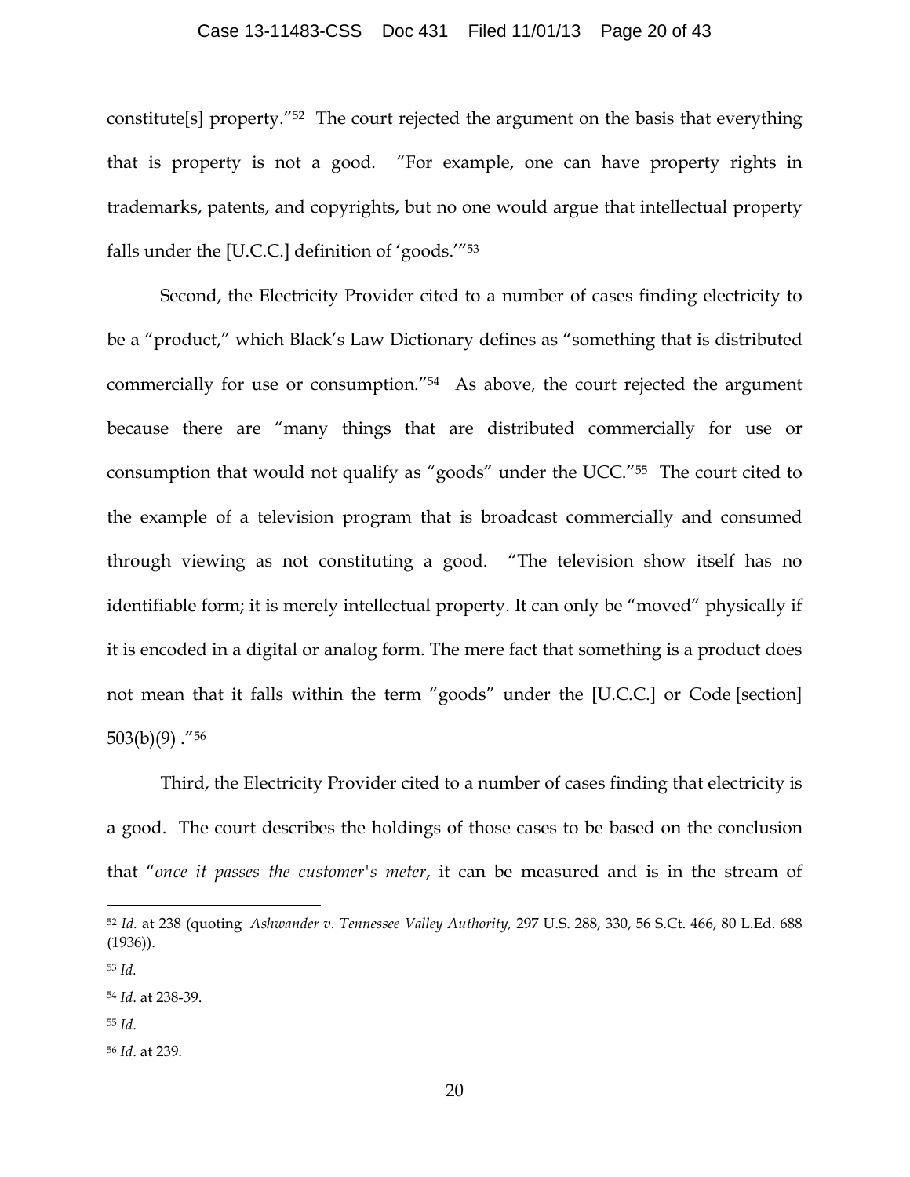constitute[s] property."[52] The court rejected the argument on the basis that everything that is property is not a good. "For example, one can have property rights in trademarks, patents, and copyrights, but no one would argue that intellectual property falls under the [U.C.C.] definition of 'goods.'"[53]

Second, the Electricity Provider cited to a number of cases finding electricity to be a "product," which Black's Law Dictionary defines as "something that is distributed commercially for use or consumption."[54] As above, the court rejected the argument because there are "many things that are distributed commercially for use or consumption that would not qualify as "goods" under the UCC."[55] The court cited to the example of a television program that is broadcast commercially and consumed through viewing as not constituting a good. "The television show itself has no identifiable form; it is merely intellectual property. It can only be "moved" physically if it is encoded in a digital or analog form. The mere fact that something is a product does not mean that it falls within the term "goods" under the [U.C.C.] or Code [section] 503(b)(9) ."[56]

Third, the Electricity Provider cited to a number of cases finding that electricity is a good. The court describes the holdings of those cases to be based on the conclusion that "*once it passes the customer's meter*, it can be measured and is in the stream of

---

[52] *Id.* at 238 (quoting *Ashwander v. Tennessee Valley Authority,* 297 U.S. 288, 330, 56 S.Ct. 466, 80 L.Ed. 688 (1936)).

[53] *Id*.

[54] *Id*. at 238-39.

[55] *Id*.

[56] *Id*. at 239.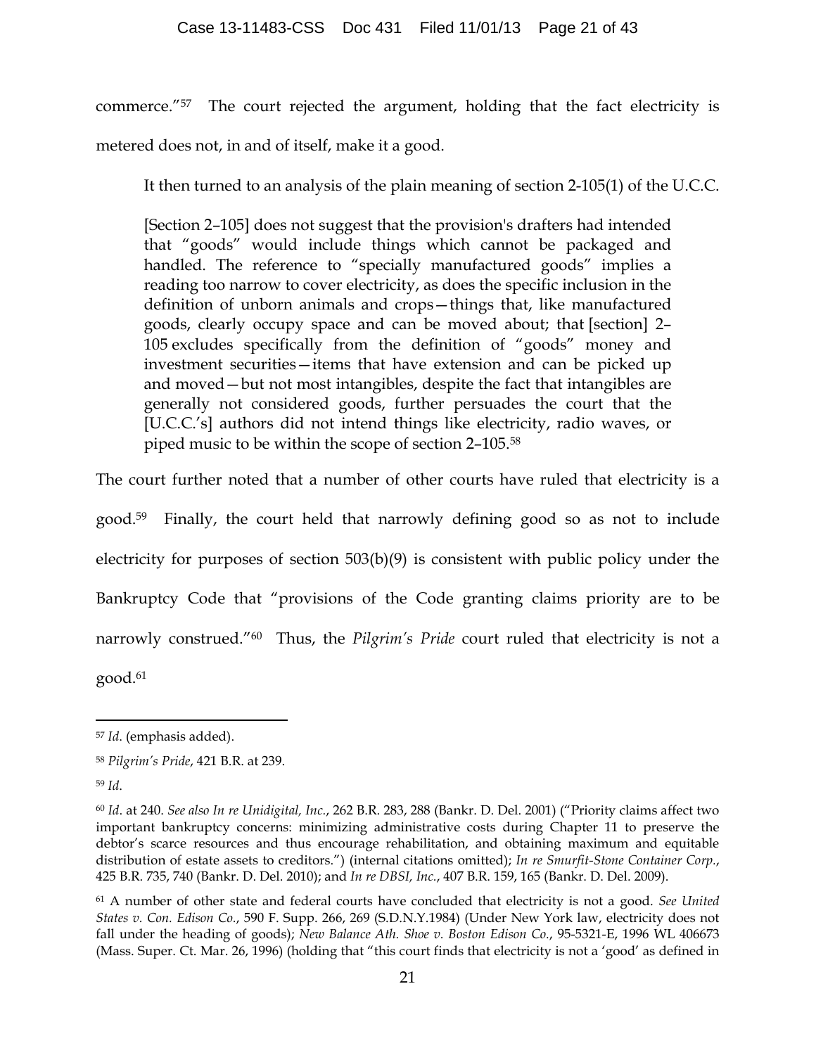commerce."[57] The court rejected the argument, holding that the fact electricity is metered does not, in and of itself, make it a good.

It then turned to an analysis of the plain meaning of section 2-105(1) of the U.C.C.

> [Section 2–105] does not suggest that the provision's drafters had intended that "goods" would include things which cannot be packaged and handled. The reference to "specially manufactured goods" implies a reading too narrow to cover electricity, as does the specific inclusion in the definition of unborn animals and crops—things that, like manufactured goods, clearly occupy space and can be moved about; that [section] 2–105 excludes specifically from the definition of "goods" money and investment securities—items that have extension and can be picked up and moved—but not most intangibles, despite the fact that intangibles are generally not considered goods, further persuades the court that the [U.C.C.'s] authors did not intend things like electricity, radio waves, or piped music to be within the scope of section 2–105.[58]

The court further noted that a number of other courts have ruled that electricity is a good.[59] Finally, the court held that narrowly defining good so as not to include electricity for purposes of section 503(b)(9) is consistent with public policy under the Bankruptcy Code that "provisions of the Code granting claims priority are to be narrowly construed."[60] Thus, the *Pilgrim's Pride* court ruled that electricity is not a good.[61]

---

[57] *Id.* (emphasis added).

[58] *Pilgrim's Pride*, 421 B.R. at 239.

[59] *Id.*

[60] *Id.* at 240. *See also In re Unidigital, Inc.*, 262 B.R. 283, 288 (Bankr. D. Del. 2001) ("Priority claims affect two important bankruptcy concerns: minimizing administrative costs during Chapter 11 to preserve the debtor's scarce resources and thus encourage rehabilitation, and obtaining maximum and equitable distribution of estate assets to creditors.") (internal citations omitted); *In re Smurfit-Stone Container Corp.*, 425 B.R. 735, 740 (Bankr. D. Del. 2010); and *In re DBSI, Inc.*, 407 B.R. 159, 165 (Bankr. D. Del. 2009).

[61] A number of other state and federal courts have concluded that electricity is not a good. *See United States v. Con. Edison Co.*, 590 F. Supp. 266, 269 (S.D.N.Y.1984) (Under New York law, electricity does not fall under the heading of goods); *New Balance Ath. Shoe v. Boston Edison Co.*, 95-5321-E, 1996 WL 406673 (Mass. Super. Ct. Mar. 26, 1996) (holding that "this court finds that electricity is not a 'good' as defined in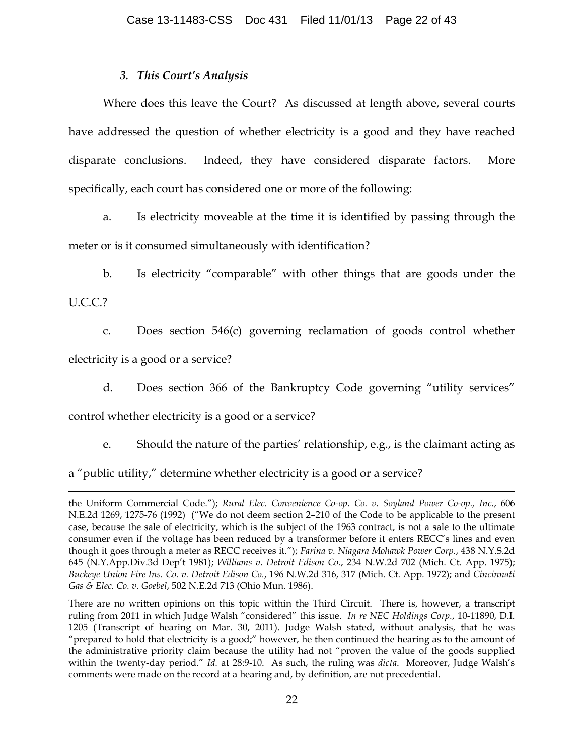### *3. This Court's Analysis*

Where does this leave the Court? As discussed at length above, several courts have addressed the question of whether electricity is a good and they have reached disparate conclusions. Indeed, they have considered disparate factors. More specifically, each court has considered one or more of the following:

a. Is electricity moveable at the time it is identified by passing through the meter or is it consumed simultaneously with identification?

b. Is electricity "comparable" with other things that are goods under the U.C.C.?

c. Does section 546(c) governing reclamation of goods control whether electricity is a good or a service?

d. Does section 366 of the Bankruptcy Code governing "utility services" control whether electricity is a good or a service?

e. Should the nature of the parties' relationship, e.g., is the claimant acting as a "public utility," determine whether electricity is a good or a service?

---

the Uniform Commercial Code."); *Rural Elec. Convenience Co-op. Co. v. Soyland Power Co-op., Inc.*, 606 N.E.2d 1269, 1275-76 (1992) ("We do not deem section 2–210 of the Code to be applicable to the present case, because the sale of electricity, which is the subject of the 1963 contract, is not a sale to the ultimate consumer even if the voltage has been reduced by a transformer before it enters RECC's lines and even though it goes through a meter as RECC receives it."); *Farina v. Niagara Mohawk Power Corp.*, 438 N.Y.S.2d 645 (N.Y.App.Div.3d Dep't 1981); *Williams v. Detroit Edison Co.*, 234 N.W.2d 702 (Mich. Ct. App. 1975); *Buckeye Union Fire Ins. Co. v. Detroit Edison Co.*, 196 N.W.2d 316, 317 (Mich. Ct. App. 1972); and *Cincinnati Gas & Elec. Co. v. Goebel*, 502 N.E.2d 713 (Ohio Mun. 1986).

There are no written opinions on this topic within the Third Circuit. There is, however, a transcript ruling from 2011 in which Judge Walsh "considered" this issue. *In re NEC Holdings Corp.*, 10-11890, D.I. 1205 (Transcript of hearing on Mar. 30, 2011). Judge Walsh stated, without analysis, that he was "prepared to hold that electricity is a good;" however, he then continued the hearing as to the amount of the administrative priority claim because the utility had not "proven the value of the goods supplied within the twenty-day period." *Id.* at 28:9-10. As such, the ruling was *dicta*. Moreover, Judge Walsh's comments were made on the record at a hearing and, by definition, are not precedential.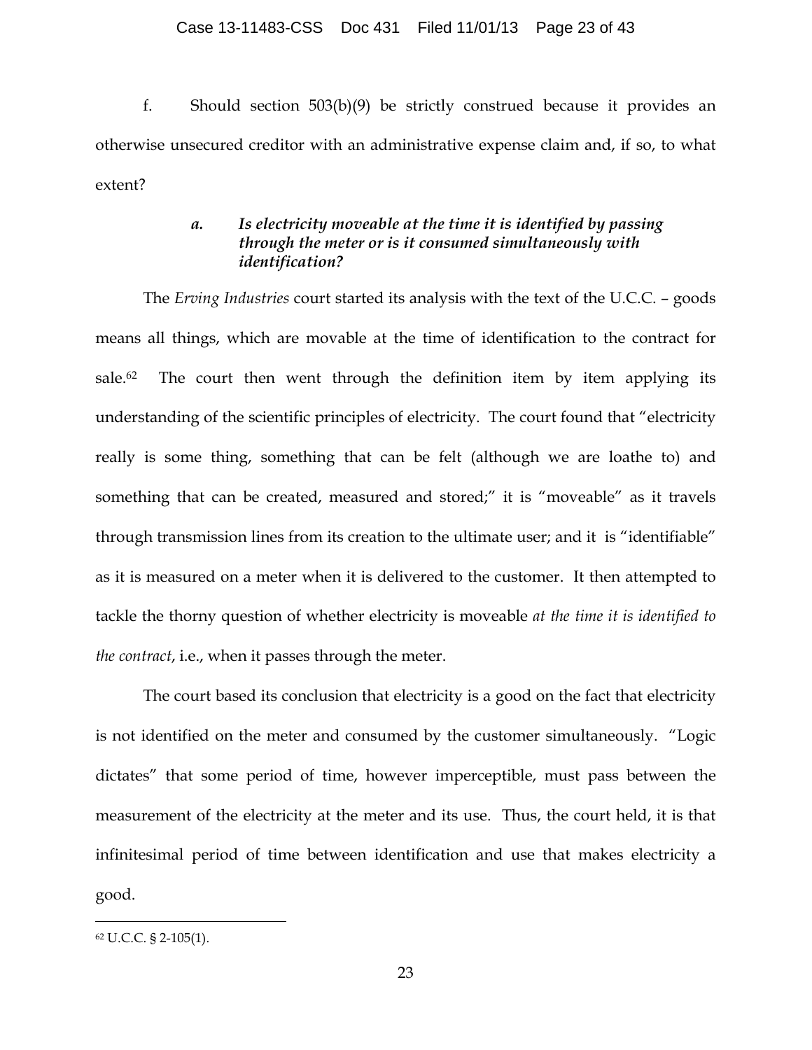f. Should section 503(b)(9) be strictly construed because it provides an otherwise unsecured creditor with an administrative expense claim and, if so, to what extent?

### *a. Is electricity moveable at the time it is identified by passing through the meter or is it consumed simultaneously with identification?*

The *Erving Industries* court started its analysis with the text of the U.C.C. – goods means all things, which are movable at the time of identification to the contract for sale.[62] The court then went through the definition item by item applying its understanding of the scientific principles of electricity. The court found that "electricity really is some thing, something that can be felt (although we are loathe to) and something that can be created, measured and stored;" it is "moveable" as it travels through transmission lines from its creation to the ultimate user; and it is "identifiable" as it is measured on a meter when it is delivered to the customer. It then attempted to tackle the thorny question of whether electricity is moveable *at the time it is identified to the contract*, i.e., when it passes through the meter.

The court based its conclusion that electricity is a good on the fact that electricity is not identified on the meter and consumed by the customer simultaneously. "Logic dictates" that some period of time, however imperceptible, must pass between the measurement of the electricity at the meter and its use. Thus, the court held, it is that infinitesimal period of time between identification and use that makes electricity a good.

---

[62] U.C.C. § 2-105(1).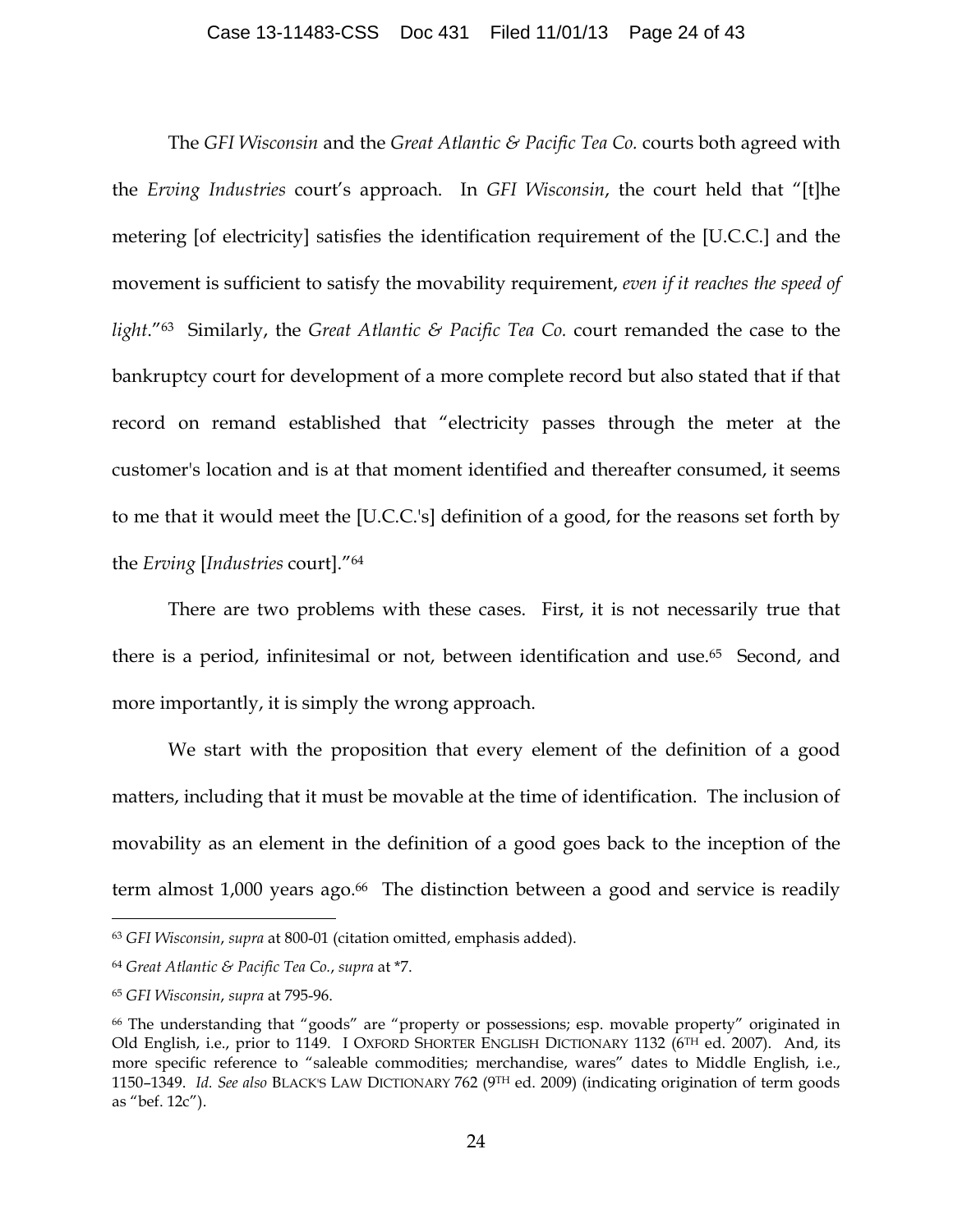The *GFI Wisconsin* and the *Great Atlantic & Pacific Tea Co.* courts both agreed with the *Erving Industries* court's approach. In *GFI Wisconsin*, the court held that "[t]he metering [of electricity] satisfies the identification requirement of the [U.C.C.] and the movement is sufficient to satisfy the movability requirement, *even if it reaches the speed of light*."[63] Similarly, the *Great Atlantic & Pacific Tea Co.* court remanded the case to the bankruptcy court for development of a more complete record but also stated that if that record on remand established that "electricity passes through the meter at the customer's location and is at that moment identified and thereafter consumed, it seems to me that it would meet the [U.C.C.'s] definition of a good, for the reasons set forth by the *Erving* [*Industries* court]."[64]

There are two problems with these cases. First, it is not necessarily true that there is a period, infinitesimal or not, between identification and use.[65] Second, and more importantly, it is simply the wrong approach.

We start with the proposition that every element of the definition of a good matters, including that it must be movable at the time of identification. The inclusion of movability as an element in the definition of a good goes back to the inception of the term almost 1,000 years ago.[66] The distinction between a good and service is readily

---

[63] *GFI Wisconsin*, *supra* at 800-01 (citation omitted, emphasis added).

[64] *Great Atlantic & Pacific Tea Co.*, *supra* at *7.

[65] *GFI Wisconsin*, *supra* at 795-96.

[66] The understanding that "goods" are "property or possessions; esp. movable property" originated in Old English, i.e., prior to 1149. I OXFORD SHORTER ENGLISH DICTIONARY 1132 (6TH ed. 2007). And, its more specific reference to "saleable commodities; merchandise, wares" dates to Middle English, i.e., 1150–1349. *Id. See also* BLACK'S LAW DICTIONARY 762 (9TH ed. 2009) (indicating origination of term goods as "bef. 12c").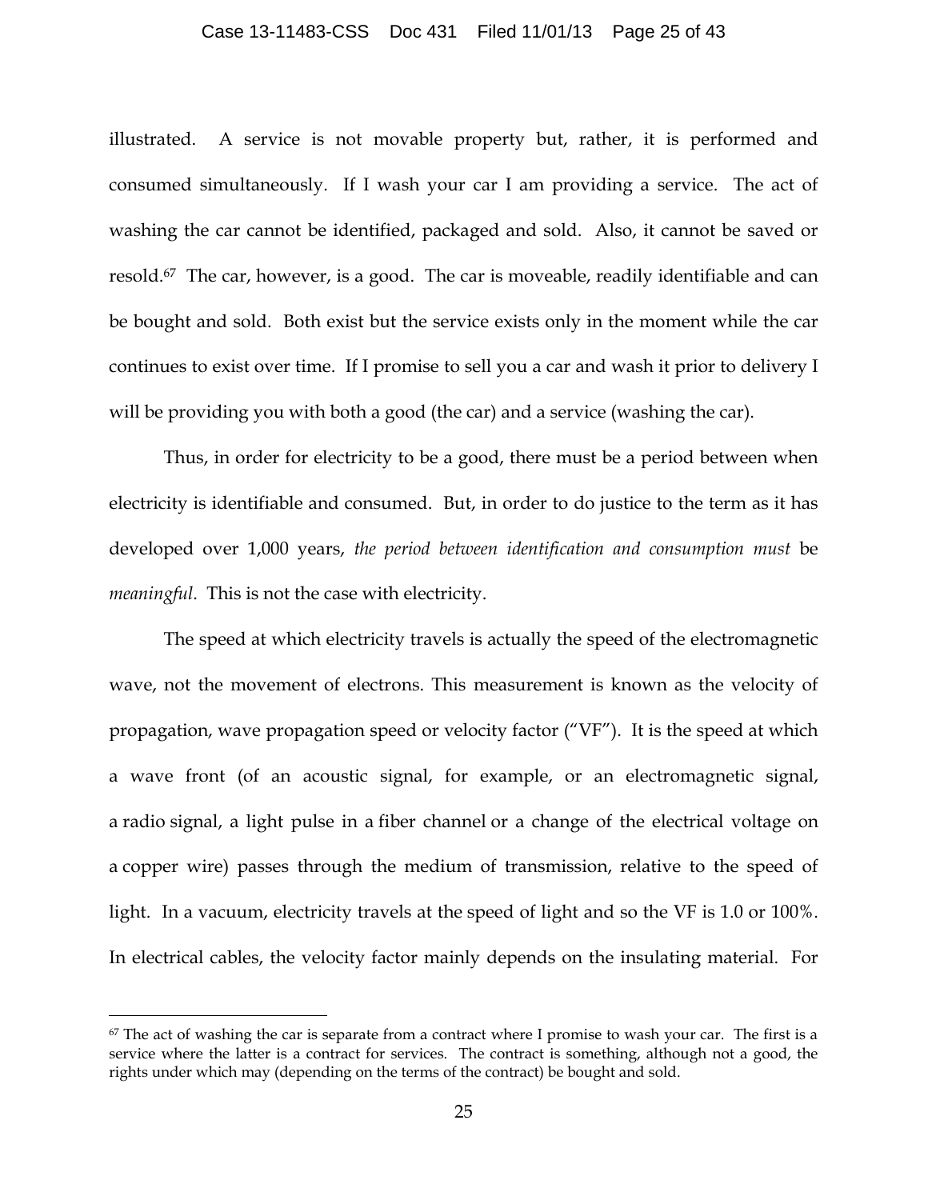illustrated. A service is not movable property but, rather, it is performed and consumed simultaneously. If I wash your car I am providing a service. The act of washing the car cannot be identified, packaged and sold. Also, it cannot be saved or resold.[67] The car, however, is a good. The car is moveable, readily identifiable and can be bought and sold. Both exist but the service exists only in the moment while the car continues to exist over time. If I promise to sell you a car and wash it prior to delivery I will be providing you with both a good (the car) and a service (washing the car).

Thus, in order for electricity to be a good, there must be a period between when electricity is identifiable and consumed. But, in order to do justice to the term as it has developed over 1,000 years, *the period between identification and consumption must* be *meaningful*. This is not the case with electricity.

The speed at which electricity travels is actually the speed of the electromagnetic wave, not the movement of electrons. This measurement is known as the velocity of propagation, wave propagation speed or velocity factor ("VF"). It is the speed at which a wave front (of an acoustic signal, for example, or an electromagnetic signal, a radio signal, a light pulse in a fiber channel or a change of the electrical voltage on a copper wire) passes through the medium of transmission, relative to the speed of light. In a vacuum, electricity travels at the speed of light and so the VF is 1.0 or 100%. In electrical cables, the velocity factor mainly depends on the insulating material. For

---

[67] The act of washing the car is separate from a contract where I promise to wash your car. The first is a service where the latter is a contract for services. The contract is something, although not a good, the rights under which may (depending on the terms of the contract) be bought and sold.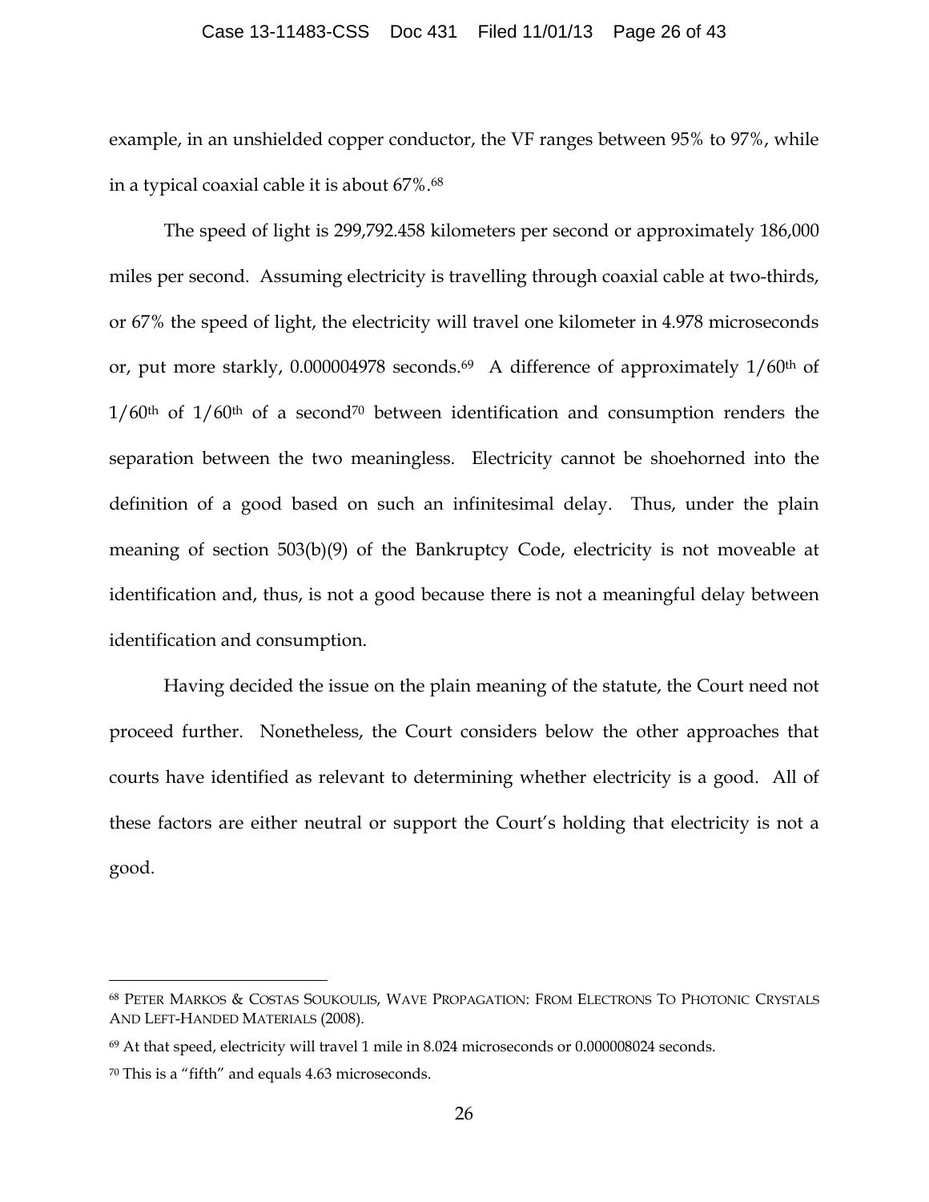example, in an unshielded copper conductor, the VF ranges between 95% to 97%, while in a typical coaxial cable it is about 67%.[68]

The speed of light is 299,792.458 kilometers per second or approximately 186,000 miles per second. Assuming electricity is travelling through coaxial cable at two-thirds, or 67% the speed of light, the electricity will travel one kilometer in 4.978 microseconds or, put more starkly, 0.000004978 seconds.[69] A difference of approximately 1/60th of 1/60th of 1/60th of a second[70] between identification and consumption renders the separation between the two meaningless. Electricity cannot be shoehorned into the definition of a good based on such an infinitesimal delay. Thus, under the plain meaning of section 503(b)(9) of the Bankruptcy Code, electricity is not moveable at identification and, thus, is not a good because there is not a meaningful delay between identification and consumption.

Having decided the issue on the plain meaning of the statute, the Court need not proceed further. Nonetheless, the Court considers below the other approaches that courts have identified as relevant to determining whether electricity is a good. All of these factors are either neutral or support the Court's holding that electricity is not a good.

---

[68] PETER MARKOS & COSTAS SOUKOULIS, WAVE PROPAGATION: FROM ELECTRONS TO PHOTONIC CRYSTALS AND LEFT-HANDED MATERIALS (2008).

[69] At that speed, electricity will travel 1 mile in 8.024 microseconds or 0.000008024 seconds.

[70] This is a "fifth" and equals 4.63 microseconds.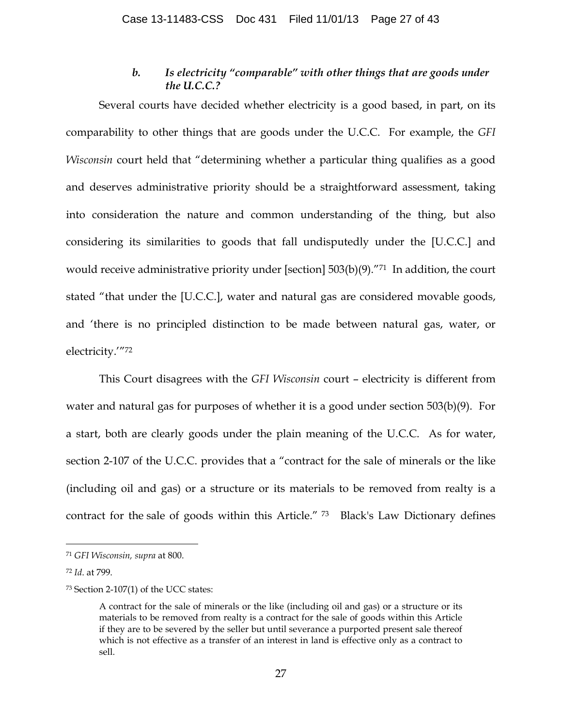### *b. Is electricity "comparable" with other things that are goods under the U.C.C.?*

Several courts have decided whether electricity is a good based, in part, on its comparability to other things that are goods under the U.C.C. For example, the *GFI Wisconsin* court held that "determining whether a particular thing qualifies as a good and deserves administrative priority should be a straightforward assessment, taking into consideration the nature and common understanding of the thing, but also considering its similarities to goods that fall undisputedly under the [U.C.C.] and would receive administrative priority under [section] 503(b)(9)."[71] In addition, the court stated "that under the [U.C.C.], water and natural gas are considered movable goods, and 'there is no principled distinction to be made between natural gas, water, or electricity.'"[72]

This Court disagrees with the *GFI Wisconsin* court – electricity is different from water and natural gas for purposes of whether it is a good under section 503(b)(9). For a start, both are clearly goods under the plain meaning of the U.C.C. As for water, section 2-107 of the U.C.C. provides that a "contract for the sale of minerals or the like (including oil and gas) or a structure or its materials to be removed from realty is a contract for the sale of goods within this Article."[73] Black's Law Dictionary defines

---

[71] *GFI Wisconsin, supra* at 800.

[72] *Id*. at 799.

[73] Section 2-107(1) of the UCC states:

> A contract for the sale of minerals or the like (including oil and gas) or a structure or its materials to be removed from realty is a contract for the sale of goods within this Article if they are to be severed by the seller but until severance a purported present sale thereof which is not effective as a transfer of an interest in land is effective only as a contract to sell.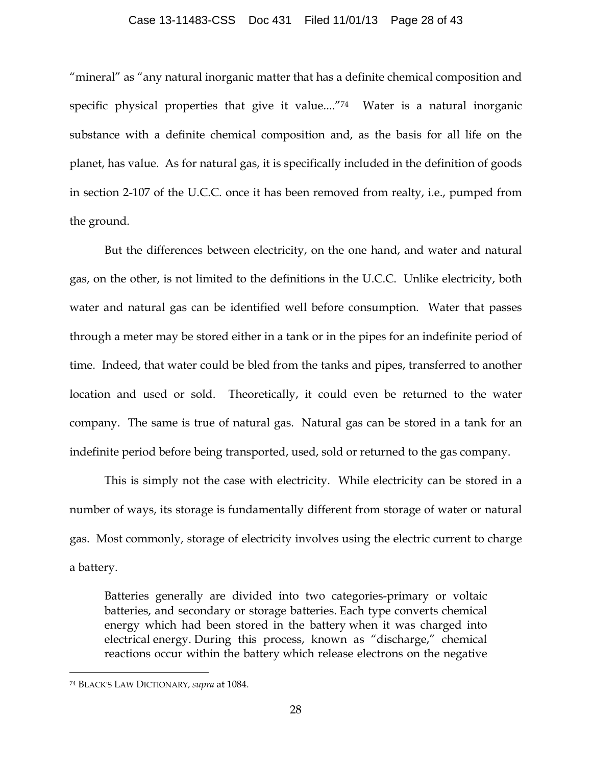"mineral" as "any natural inorganic matter that has a definite chemical composition and specific physical properties that give it value...."[74] Water is a natural inorganic substance with a definite chemical composition and, as the basis for all life on the planet, has value. As for natural gas, it is specifically included in the definition of goods in section 2-107 of the U.C.C. once it has been removed from realty, i.e., pumped from the ground.

But the differences between electricity, on the one hand, and water and natural gas, on the other, is not limited to the definitions in the U.C.C. Unlike electricity, both water and natural gas can be identified well before consumption. Water that passes through a meter may be stored either in a tank or in the pipes for an indefinite period of time. Indeed, that water could be bled from the tanks and pipes, transferred to another location and used or sold. Theoretically, it could even be returned to the water company. The same is true of natural gas. Natural gas can be stored in a tank for an indefinite period before being transported, used, sold or returned to the gas company.

This is simply not the case with electricity. While electricity can be stored in a number of ways, its storage is fundamentally different from storage of water or natural gas. Most commonly, storage of electricity involves using the electric current to charge a battery.

> Batteries generally are divided into two categories-primary or voltaic batteries, and secondary or storage batteries. Each type converts chemical energy which had been stored in the battery when it was charged into electrical energy. During this process, known as "discharge," chemical reactions occur within the battery which release electrons on the negative

---

[74] BLACK'S LAW DICTIONARY, *supra* at 1084.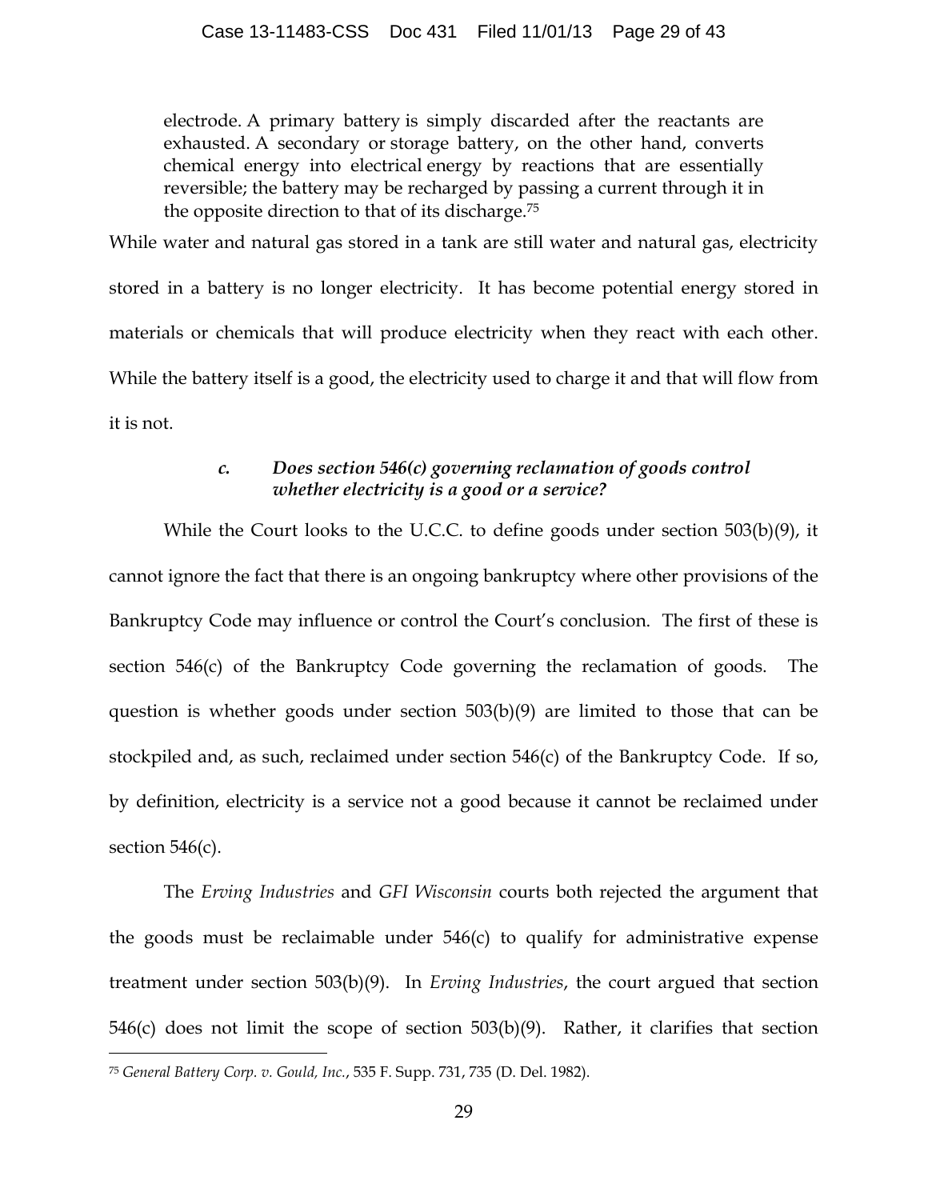> electrode. A primary battery is simply discarded after the reactants are exhausted. A secondary or storage battery, on the other hand, converts chemical energy into electrical energy by reactions that are essentially reversible; the battery may be recharged by passing a current through it in the opposite direction to that of its discharge.[75]

While water and natural gas stored in a tank are still water and natural gas, electricity stored in a battery is no longer electricity. It has become potential energy stored in materials or chemicals that will produce electricity when they react with each other. While the battery itself is a good, the electricity used to charge it and that will flow from it is not.

### *c. Does section 546(c) governing reclamation of goods control whether electricity is a good or a service?*

While the Court looks to the U.C.C. to define goods under section 503(b)(9), it cannot ignore the fact that there is an ongoing bankruptcy where other provisions of the Bankruptcy Code may influence or control the Court's conclusion. The first of these is section 546(c) of the Bankruptcy Code governing the reclamation of goods. The question is whether goods under section 503(b)(9) are limited to those that can be stockpiled and, as such, reclaimed under section 546(c) of the Bankruptcy Code. If so, by definition, electricity is a service not a good because it cannot be reclaimed under section 546(c).

The *Erving Industries* and *GFI Wisconsin* courts both rejected the argument that the goods must be reclaimable under 546(c) to qualify for administrative expense treatment under section 503(b)(9). In *Erving Industries*, the court argued that section 546(c) does not limit the scope of section 503(b)(9). Rather, it clarifies that section

---

[75] *General Battery Corp. v. Gould, Inc.*, 535 F. Supp. 731, 735 (D. Del. 1982).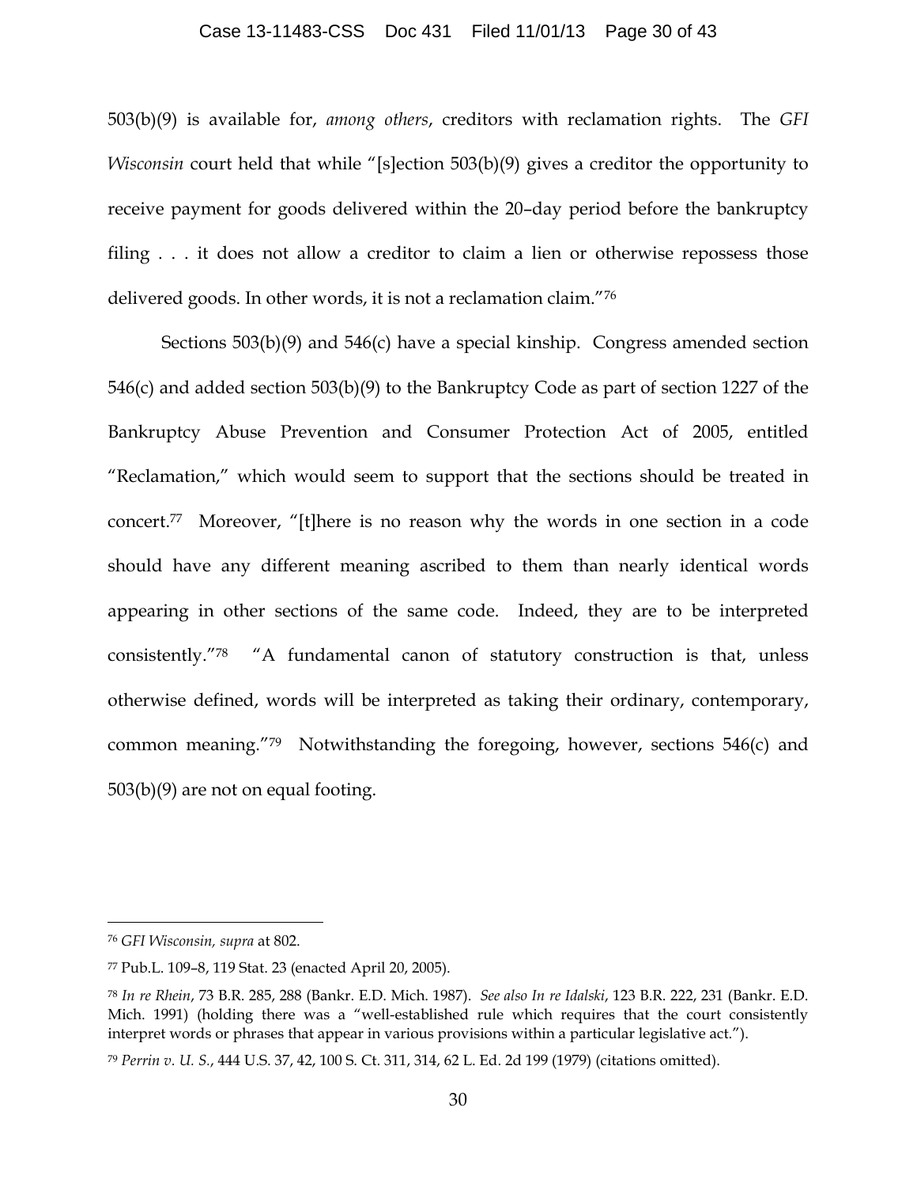503(b)(9) is available for, *among others*, creditors with reclamation rights. The *GFI Wisconsin* court held that while "[s]ection 503(b)(9) gives a creditor the opportunity to receive payment for goods delivered within the 20–day period before the bankruptcy filing . . . it does not allow a creditor to claim a lien or otherwise repossess those delivered goods. In other words, it is not a reclamation claim."[76]

Sections 503(b)(9) and 546(c) have a special kinship. Congress amended section 546(c) and added section 503(b)(9) to the Bankruptcy Code as part of section 1227 of the Bankruptcy Abuse Prevention and Consumer Protection Act of 2005, entitled "Reclamation," which would seem to support that the sections should be treated in concert.[77] Moreover, "[t]here is no reason why the words in one section in a code should have any different meaning ascribed to them than nearly identical words appearing in other sections of the same code. Indeed, they are to be interpreted consistently."[78] "A fundamental canon of statutory construction is that, unless otherwise defined, words will be interpreted as taking their ordinary, contemporary, common meaning."[79] Notwithstanding the foregoing, however, sections 546(c) and 503(b)(9) are not on equal footing.

---

[76] *GFI Wisconsin, supra* at 802.

[77] Pub.L. 109–8, 119 Stat. 23 (enacted April 20, 2005).

[78] *In re Rhein*, 73 B.R. 285, 288 (Bankr. E.D. Mich. 1987). *See also In re Idalski*, 123 B.R. 222, 231 (Bankr. E.D. Mich. 1991) (holding there was a "well-established rule which requires that the court consistently interpret words or phrases that appear in various provisions within a particular legislative act.").

[79] *Perrin v. U. S.*, 444 U.S. 37, 42, 100 S. Ct. 311, 314, 62 L. Ed. 2d 199 (1979) (citations omitted).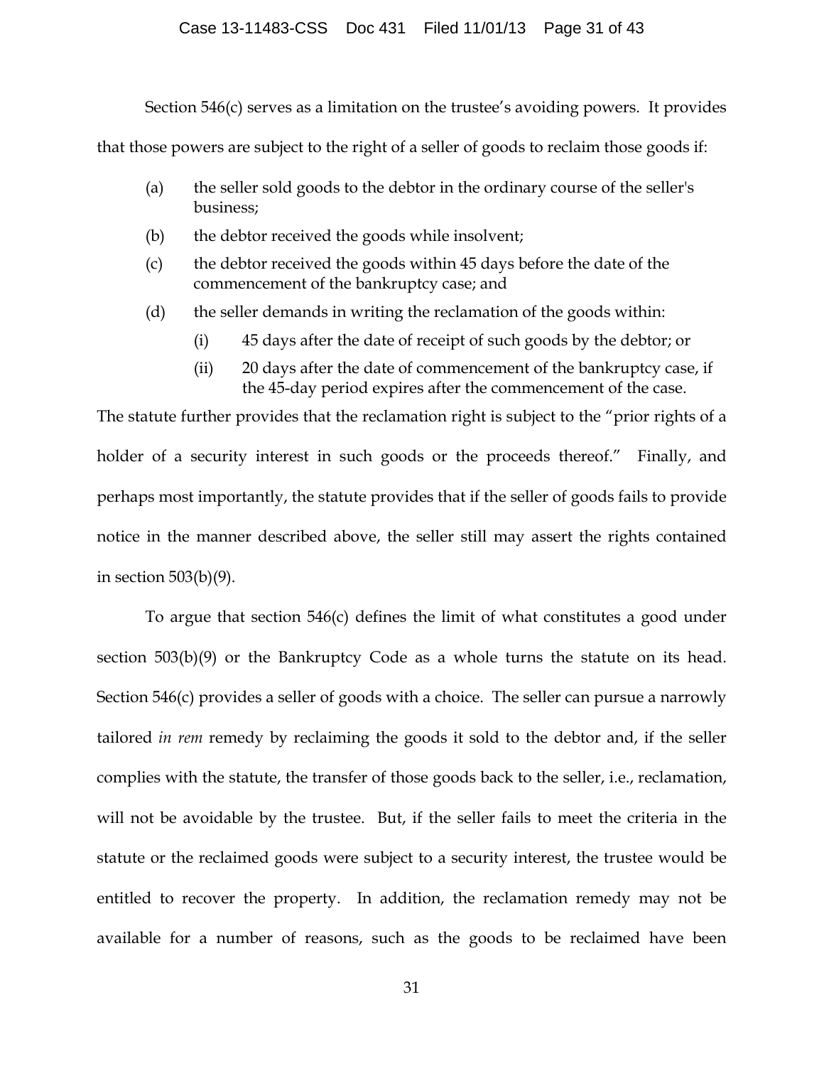Section 546(c) serves as a limitation on the trustee's avoiding powers. It provides that those powers are subject to the right of a seller of goods to reclaim those goods if:

(a) the seller sold goods to the debtor in the ordinary course of the seller's business;

(b) the debtor received the goods while insolvent;

(c) the debtor received the goods within 45 days before the date of the commencement of the bankruptcy case; and

(d) the seller demands in writing the reclamation of the goods within:

   (i) 45 days after the date of receipt of such goods by the debtor; or

   (ii) 20 days after the date of commencement of the bankruptcy case, if the 45-day period expires after the commencement of the case.

The statute further provides that the reclamation right is subject to the "prior rights of a holder of a security interest in such goods or the proceeds thereof." Finally, and perhaps most importantly, the statute provides that if the seller of goods fails to provide notice in the manner described above, the seller still may assert the rights contained in section 503(b)(9).

To argue that section 546(c) defines the limit of what constitutes a good under section 503(b)(9) or the Bankruptcy Code as a whole turns the statute on its head. Section 546(c) provides a seller of goods with a choice. The seller can pursue a narrowly tailored *in rem* remedy by reclaiming the goods it sold to the debtor and, if the seller complies with the statute, the transfer of those goods back to the seller, i.e., reclamation, will not be avoidable by the trustee. But, if the seller fails to meet the criteria in the statute or the reclaimed goods were subject to a security interest, the trustee would be entitled to recover the property. In addition, the reclamation remedy may not be available for a number of reasons, such as the goods to be reclaimed have been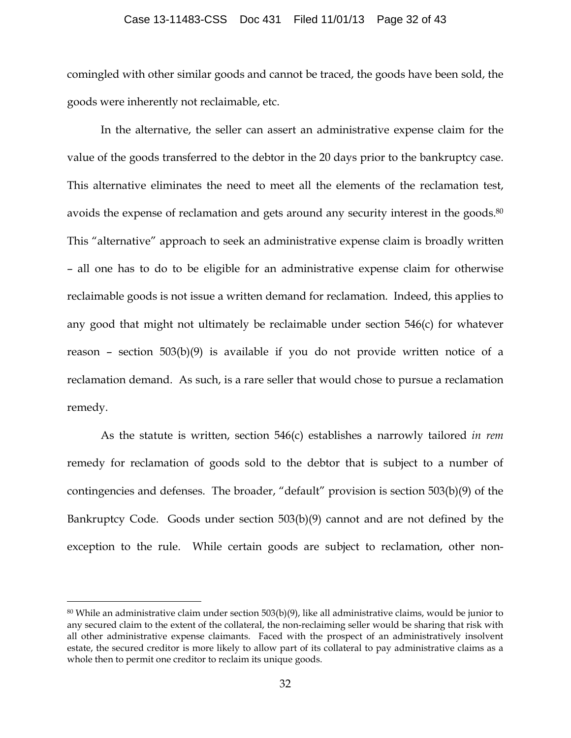comingled with other similar goods and cannot be traced, the goods have been sold, the goods were inherently not reclaimable, etc.

In the alternative, the seller can assert an administrative expense claim for the value of the goods transferred to the debtor in the 20 days prior to the bankruptcy case. This alternative eliminates the need to meet all the elements of the reclamation test, avoids the expense of reclamation and gets around any security interest in the goods.[80] This "alternative" approach to seek an administrative expense claim is broadly written – all one has to do to be eligible for an administrative expense claim for otherwise reclaimable goods is not issue a written demand for reclamation. Indeed, this applies to any good that might not ultimately be reclaimable under section 546(c) for whatever reason – section 503(b)(9) is available if you do not provide written notice of a reclamation demand. As such, is a rare seller that would chose to pursue a reclamation remedy.

As the statute is written, section 546(c) establishes a narrowly tailored *in rem* remedy for reclamation of goods sold to the debtor that is subject to a number of contingencies and defenses. The broader, "default" provision is section 503(b)(9) of the Bankruptcy Code. Goods under section 503(b)(9) cannot and are not defined by the exception to the rule. While certain goods are subject to reclamation, other non-

---

[80] While an administrative claim under section 503(b)(9), like all administrative claims, would be junior to any secured claim to the extent of the collateral, the non-reclaiming seller would be sharing that risk with all other administrative expense claimants. Faced with the prospect of an administratively insolvent estate, the secured creditor is more likely to allow part of its collateral to pay administrative claims as a whole then to permit one creditor to reclaim its unique goods.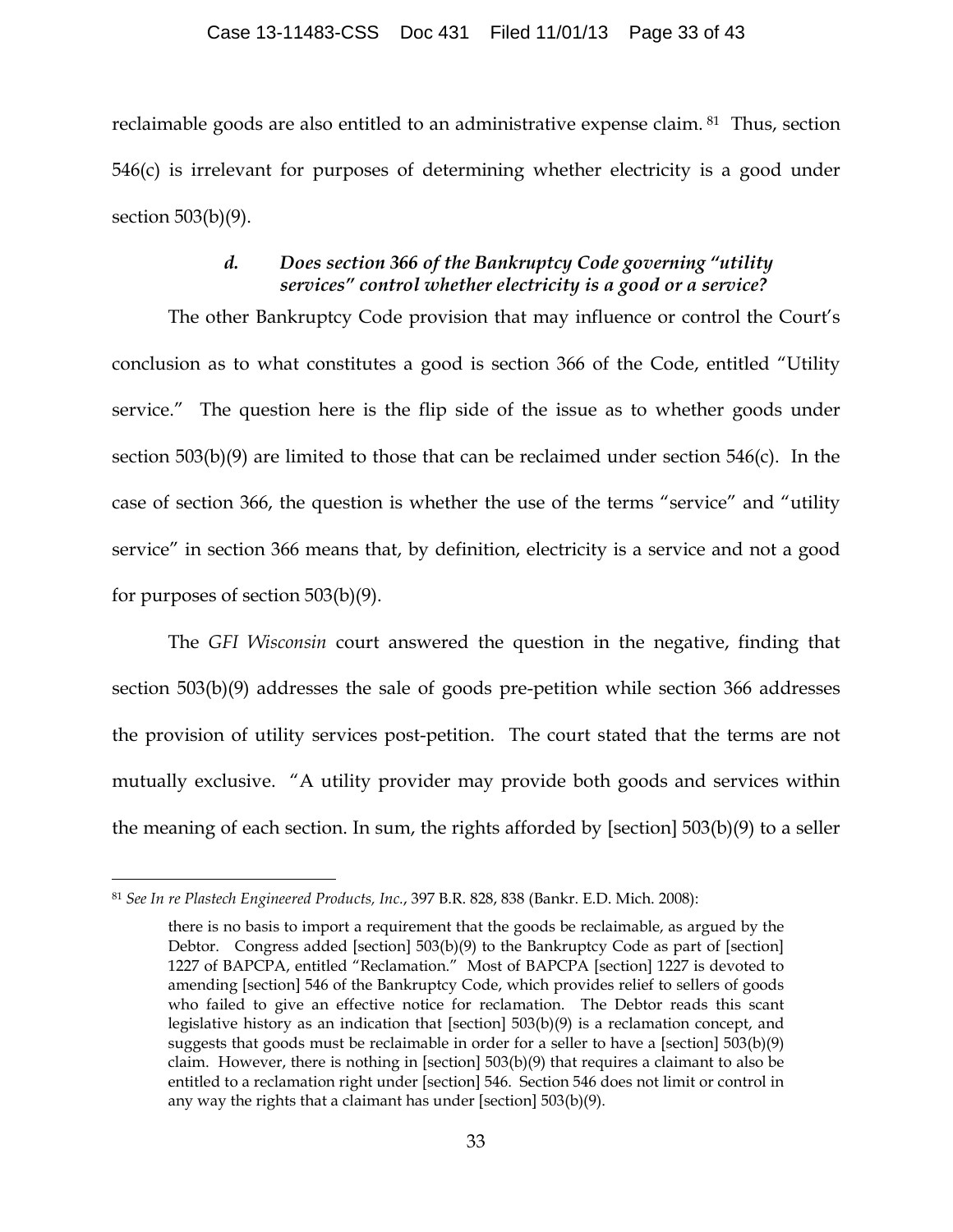reclaimable goods are also entitled to an administrative expense claim.[81] Thus, section 546(c) is irrelevant for purposes of determining whether electricity is a good under section 503(b)(9).

#### *d. Does section 366 of the Bankruptcy Code governing "utility services" control whether electricity is a good or a service?*

The other Bankruptcy Code provision that may influence or control the Court's conclusion as to what constitutes a good is section 366 of the Code, entitled "Utility service." The question here is the flip side of the issue as to whether goods under section 503(b)(9) are limited to those that can be reclaimed under section 546(c). In the case of section 366, the question is whether the use of the terms "service" and "utility service" in section 366 means that, by definition, electricity is a service and not a good for purposes of section 503(b)(9).

The *GFI Wisconsin* court answered the question in the negative, finding that section 503(b)(9) addresses the sale of goods pre-petition while section 366 addresses the provision of utility services post-petition. The court stated that the terms are not mutually exclusive. "A utility provider may provide both goods and services within the meaning of each section. In sum, the rights afforded by [section] 503(b)(9) to a seller

---

[81] *See In re Plastech Engineered Products, Inc.*, 397 B.R. 828, 838 (Bankr. E.D. Mich. 2008):

> there is no basis to import a requirement that the goods be reclaimable, as argued by the Debtor. Congress added [section] 503(b)(9) to the Bankruptcy Code as part of [section] 1227 of BAPCPA, entitled "Reclamation." Most of BAPCPA [section] 1227 is devoted to amending [section] 546 of the Bankruptcy Code, which provides relief to sellers of goods who failed to give an effective notice for reclamation. The Debtor reads this scant legislative history as an indication that [section] 503(b)(9) is a reclamation concept, and suggests that goods must be reclaimable in order for a seller to have a [section] 503(b)(9) claim. However, there is nothing in [section] 503(b)(9) that requires a claimant to also be entitled to a reclamation right under [section] 546. Section 546 does not limit or control in any way the rights that a claimant has under [section] 503(b)(9).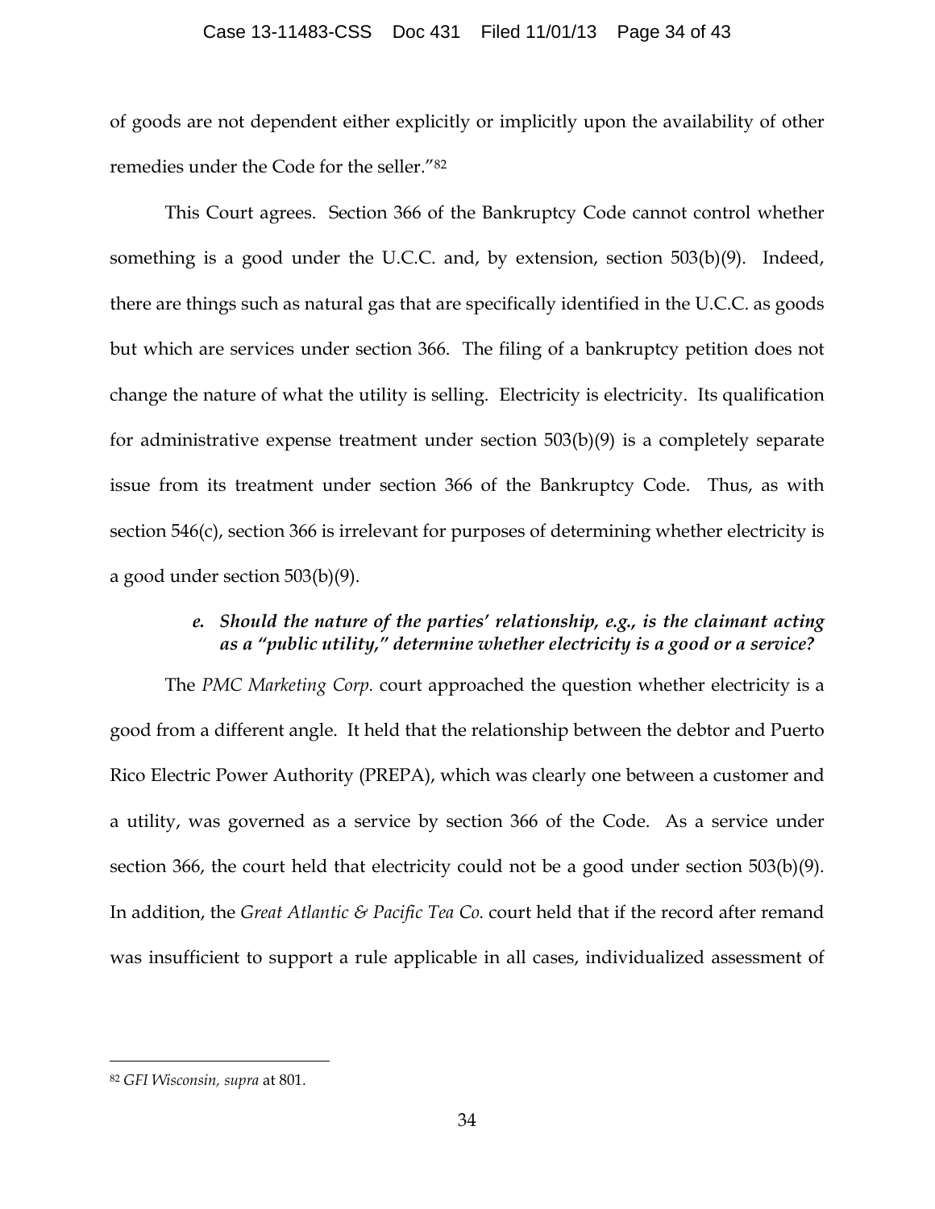of goods are not dependent either explicitly or implicitly upon the availability of other remedies under the Code for the seller."[82]

This Court agrees. Section 366 of the Bankruptcy Code cannot control whether something is a good under the U.C.C. and, by extension, section 503(b)(9). Indeed, there are things such as natural gas that are specifically identified in the U.C.C. as goods but which are services under section 366. The filing of a bankruptcy petition does not change the nature of what the utility is selling. Electricity is electricity. Its qualification for administrative expense treatment under section 503(b)(9) is a completely separate issue from its treatment under section 366 of the Bankruptcy Code. Thus, as with section 546(c), section 366 is irrelevant for purposes of determining whether electricity is a good under section 503(b)(9).

***e. Should the nature of the parties' relationship, e.g., is the claimant acting as a "public utility," determine whether electricity is a good or a service?***

The *PMC Marketing Corp.* court approached the question whether electricity is a good from a different angle. It held that the relationship between the debtor and Puerto Rico Electric Power Authority (PREPA), which was clearly one between a customer and a utility, was governed as a service by section 366 of the Code. As a service under section 366, the court held that electricity could not be a good under section 503(b)(9). In addition, the *Great Atlantic & Pacific Tea Co.* court held that if the record after remand was insufficient to support a rule applicable in all cases, individualized assessment of

---

[82] *GFI Wisconsin, supra* at 801.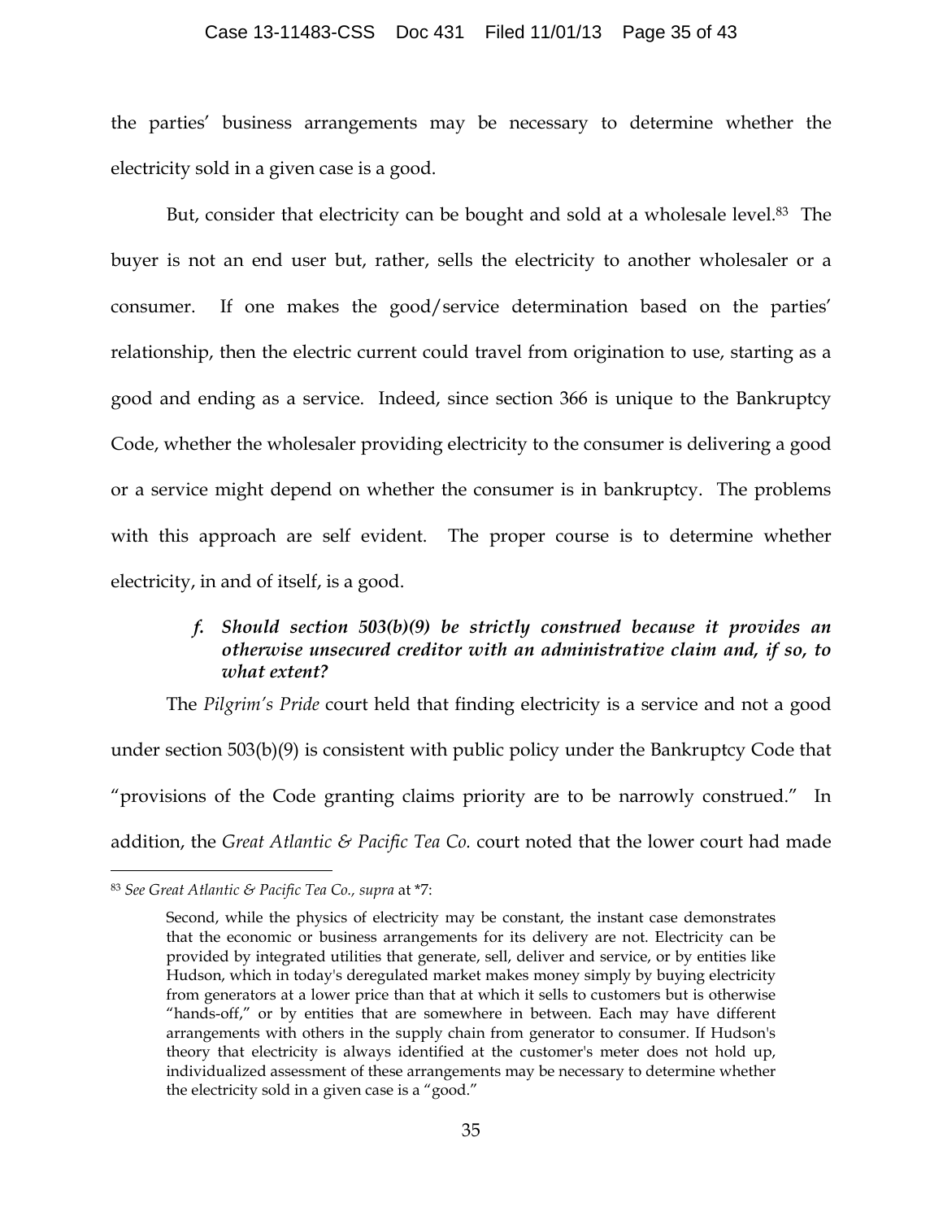the parties' business arrangements may be necessary to determine whether the electricity sold in a given case is a good.

But, consider that electricity can be bought and sold at a wholesale level.[83] The buyer is not an end user but, rather, sells the electricity to another wholesaler or a consumer. If one makes the good/service determination based on the parties' relationship, then the electric current could travel from origination to use, starting as a good and ending as a service. Indeed, since section 366 is unique to the Bankruptcy Code, whether the wholesaler providing electricity to the consumer is delivering a good or a service might depend on whether the consumer is in bankruptcy. The problems with this approach are self evident. The proper course is to determine whether electricity, in and of itself, is a good.

### *f. Should section 503(b)(9) be strictly construed because it provides an otherwise unsecured creditor with an administrative claim and, if so, to what extent?*

The *Pilgrim's Pride* court held that finding electricity is a service and not a good under section 503(b)(9) is consistent with public policy under the Bankruptcy Code that "provisions of the Code granting claims priority are to be narrowly construed." In addition, the *Great Atlantic & Pacific Tea Co.* court noted that the lower court had made

---

[83] *See Great Atlantic & Pacific Tea Co., supra* at \*7:

> Second, while the physics of electricity may be constant, the instant case demonstrates that the economic or business arrangements for its delivery are not. Electricity can be provided by integrated utilities that generate, sell, deliver and service, or by entities like Hudson, which in today's deregulated market makes money simply by buying electricity from generators at a lower price than that at which it sells to customers but is otherwise "hands-off," or by entities that are somewhere in between. Each may have different arrangements with others in the supply chain from generator to consumer. If Hudson's theory that electricity is always identified at the customer's meter does not hold up, individualized assessment of these arrangements may be necessary to determine whether the electricity sold in a given case is a "good."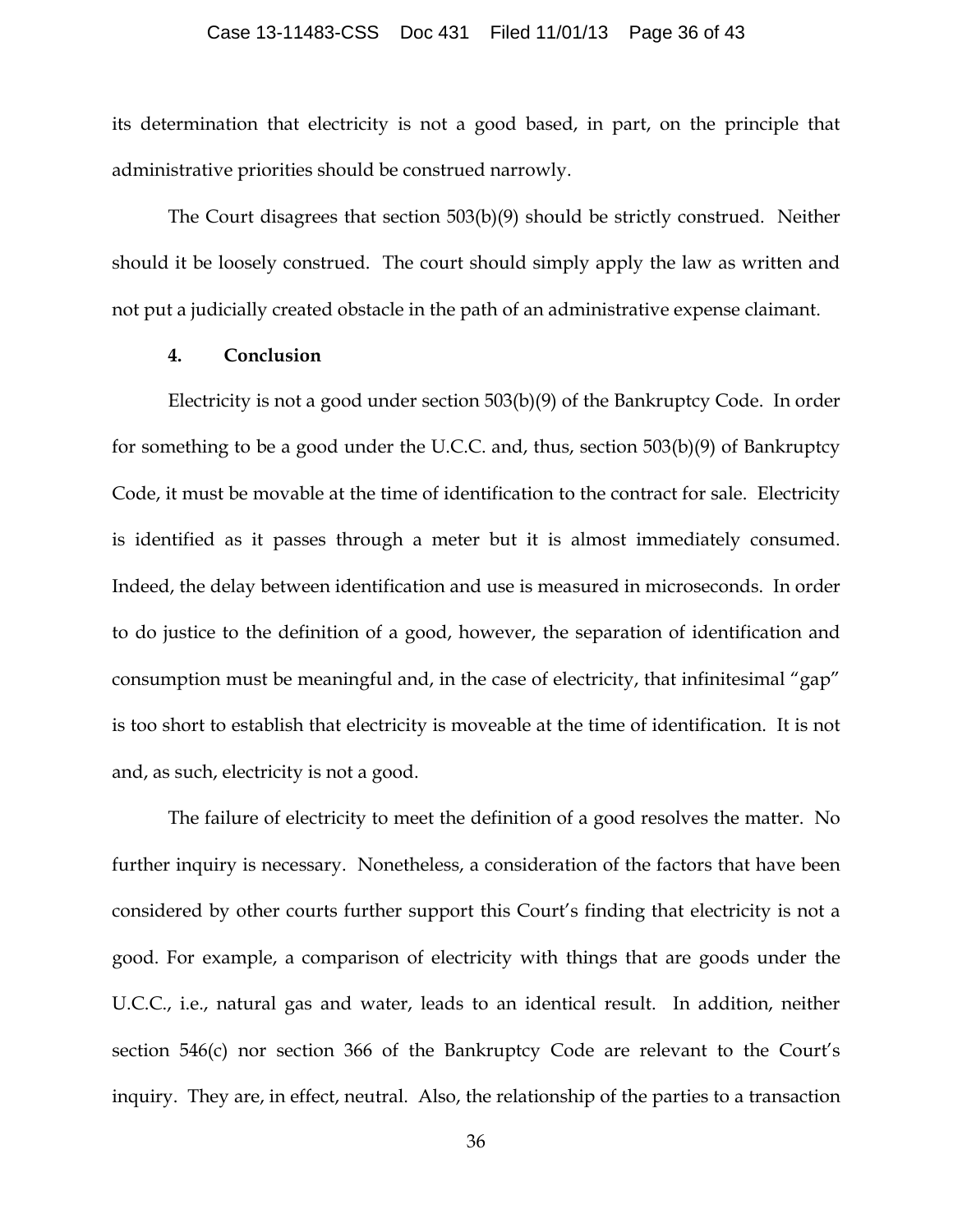its determination that electricity is not a good based, in part, on the principle that administrative priorities should be construed narrowly.

The Court disagrees that section 503(b)(9) should be strictly construed. Neither should it be loosely construed. The court should simply apply the law as written and not put a judicially created obstacle in the path of an administrative expense claimant.

**4. Conclusion**

Electricity is not a good under section 503(b)(9) of the Bankruptcy Code. In order for something to be a good under the U.C.C. and, thus, section 503(b)(9) of Bankruptcy Code, it must be movable at the time of identification to the contract for sale. Electricity is identified as it passes through a meter but it is almost immediately consumed. Indeed, the delay between identification and use is measured in microseconds. In order to do justice to the definition of a good, however, the separation of identification and consumption must be meaningful and, in the case of electricity, that infinitesimal "gap" is too short to establish that electricity is moveable at the time of identification. It is not and, as such, electricity is not a good.

The failure of electricity to meet the definition of a good resolves the matter. No further inquiry is necessary. Nonetheless, a consideration of the factors that have been considered by other courts further support this Court's finding that electricity is not a good. For example, a comparison of electricity with things that are goods under the U.C.C., i.e., natural gas and water, leads to an identical result. In addition, neither section 546(c) nor section 366 of the Bankruptcy Code are relevant to the Court's inquiry. They are, in effect, neutral. Also, the relationship of the parties to a transaction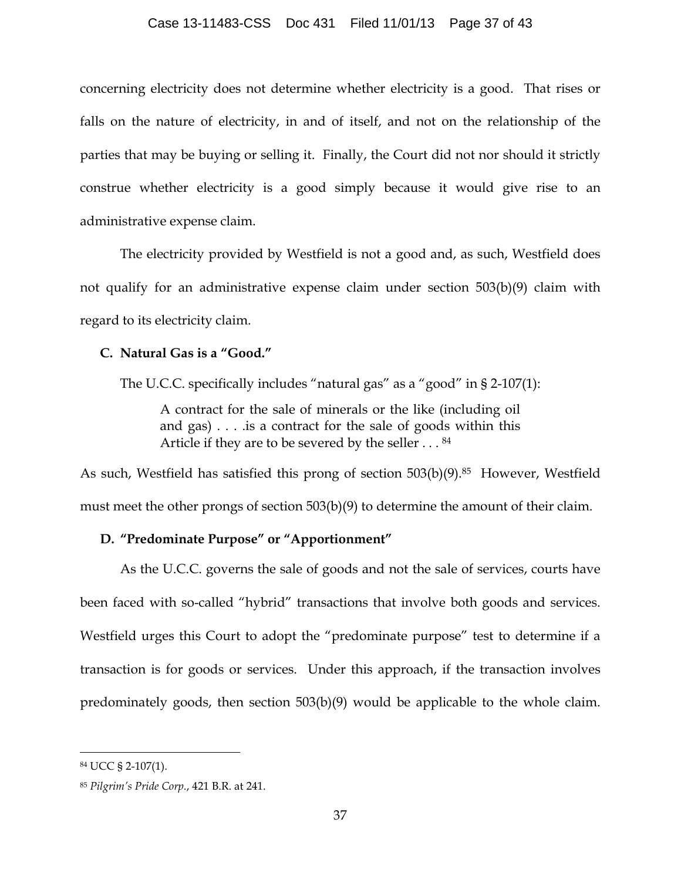concerning electricity does not determine whether electricity is a good. That rises or falls on the nature of electricity, in and of itself, and not on the relationship of the parties that may be buying or selling it. Finally, the Court did not nor should it strictly construe whether electricity is a good simply because it would give rise to an administrative expense claim.

The electricity provided by Westfield is not a good and, as such, Westfield does not qualify for an administrative expense claim under section 503(b)(9) claim with regard to its electricity claim.

**C. Natural Gas is a "Good."**

The U.C.C. specifically includes "natural gas" as a "good" in § 2-107(1):

> A contract for the sale of minerals or the like (including oil and gas) . . . .is a contract for the sale of goods within this Article if they are to be severed by the seller . . . [84]

As such, Westfield has satisfied this prong of section 503(b)(9).[85] However, Westfield must meet the other prongs of section 503(b)(9) to determine the amount of their claim.

**D. "Predominate Purpose" or "Apportionment"**

As the U.C.C. governs the sale of goods and not the sale of services, courts have been faced with so-called "hybrid" transactions that involve both goods and services. Westfield urges this Court to adopt the "predominate purpose" test to determine if a transaction is for goods or services. Under this approach, if the transaction involves predominately goods, then section 503(b)(9) would be applicable to the whole claim.

---

[84] UCC § 2-107(1).

[85] *Pilgrim's Pride Corp.*, 421 B.R. at 241.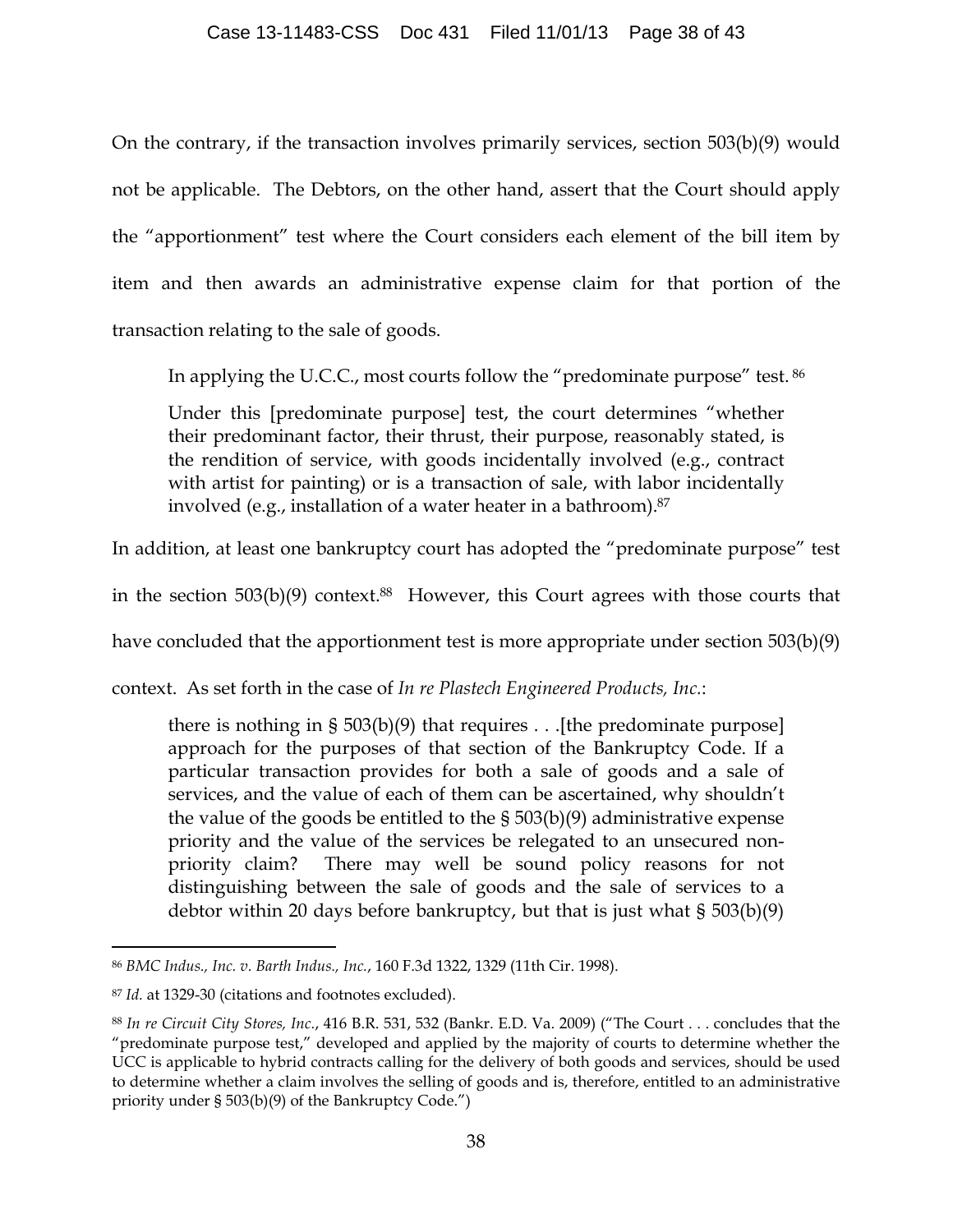On the contrary, if the transaction involves primarily services, section 503(b)(9) would not be applicable. The Debtors, on the other hand, assert that the Court should apply the "apportionment" test where the Court considers each element of the bill item by item and then awards an administrative expense claim for that portion of the transaction relating to the sale of goods.

> In applying the U.C.C., most courts follow the "predominate purpose" test.[86]
>
> Under this [predominate purpose] test, the court determines "whether their predominant factor, their thrust, their purpose, reasonably stated, is the rendition of service, with goods incidentally involved (e.g., contract with artist for painting) or is a transaction of sale, with labor incidentally involved (e.g., installation of a water heater in a bathroom).[87]

In addition, at least one bankruptcy court has adopted the "predominate purpose" test in the section 503(b)(9) context.[88] However, this Court agrees with those courts that have concluded that the apportionment test is more appropriate under section 503(b)(9) context. As set forth in the case of *In re Plastech Engineered Products, Inc.*:

> there is nothing in § 503(b)(9) that requires . . .[the predominate purpose] approach for the purposes of that section of the Bankruptcy Code. If a particular transaction provides for both a sale of goods and a sale of services, and the value of each of them can be ascertained, why shouldn't the value of the goods be entitled to the § 503(b)(9) administrative expense priority and the value of the services be relegated to an unsecured non-priority claim? There may well be sound policy reasons for not distinguishing between the sale of goods and the sale of services to a debtor within 20 days before bankruptcy, but that is just what § 503(b)(9)

---

[86] *BMC Indus., Inc. v. Barth Indus., Inc.*, 160 F.3d 1322, 1329 (11th Cir. 1998).

[87] *Id.* at 1329-30 (citations and footnotes excluded).

[88] *In re Circuit City Stores, Inc.*, 416 B.R. 531, 532 (Bankr. E.D. Va. 2009) ("The Court . . . concludes that the "predominate purpose test," developed and applied by the majority of courts to determine whether the UCC is applicable to hybrid contracts calling for the delivery of both goods and services, should be used to determine whether a claim involves the selling of goods and is, therefore, entitled to an administrative priority under § 503(b)(9) of the Bankruptcy Code.")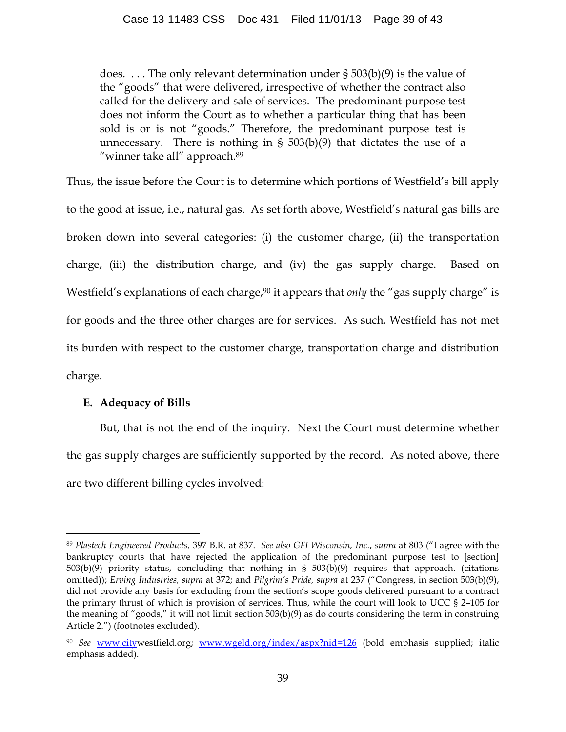does. . . . The only relevant determination under § 503(b)(9) is the value of the "goods" that were delivered, irrespective of whether the contract also called for the delivery and sale of services. The predominant purpose test does not inform the Court as to whether a particular thing that has been sold is or is not "goods." Therefore, the predominant purpose test is unnecessary. There is nothing in § 503(b)(9) that dictates the use of a "winner take all" approach.[89]

Thus, the issue before the Court is to determine which portions of Westfield's bill apply to the good at issue, i.e., natural gas. As set forth above, Westfield's natural gas bills are broken down into several categories: (i) the customer charge, (ii) the transportation charge, (iii) the distribution charge, and (iv) the gas supply charge. Based on Westfield's explanations of each charge,[90] it appears that *only* the "gas supply charge" is for goods and the three other charges are for services. As such, Westfield has not met its burden with respect to the customer charge, transportation charge and distribution charge.

### E. Adequacy of Bills

But, that is not the end of the inquiry. Next the Court must determine whether the gas supply charges are sufficiently supported by the record. As noted above, there are two different billing cycles involved:

---

[89] *Plastech Engineered Products,* 397 B.R. at 837. *See also GFI Wisconsin, Inc., supra* at 803 ("I agree with the bankruptcy courts that have rejected the application of the predominant purpose test to [section] 503(b)(9) priority status, concluding that nothing in § 503(b)(9) requires that approach. (citations omitted)); *Erving Industries, supra* at 372; and *Pilgrim's Pride, supra* at 237 ("Congress, in section 503(b)(9), did not provide any basis for excluding from the section's scope goods delivered pursuant to a contract the primary thrust of which is provision of services. Thus, while the court will look to UCC § 2–105 for the meaning of "goods," it will not limit section 503(b)(9) as do courts considering the term in construing Article 2.") (footnotes excluded).

[90] *See* www.citywestfield.org; www.wgeld.org/index/aspx?nid=126 (bold emphasis supplied; italic emphasis added).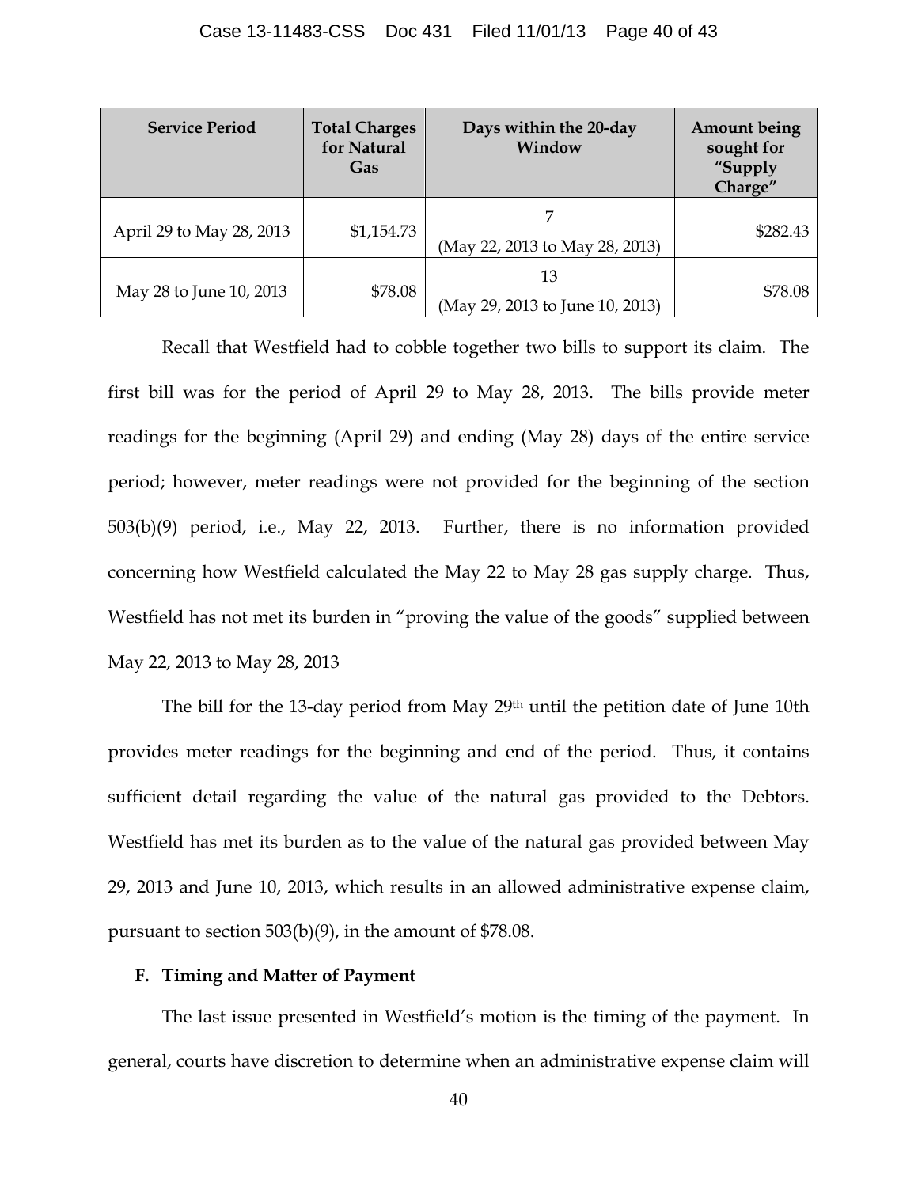| Service Period | Total Charges for Natural Gas | Days within the 20-day Window | Amount being sought for "Supply Charge" |
|---|---|---|---|
| April 29 to May 28, 2013 | $1,154.73 | 7<br>(May 22, 2013 to May 28, 2013) | $282.43 |
| May 28 to June 10, 2013 | $78.08 | 13<br>(May 29, 2013 to June 10, 2013) | $78.08 |

Recall that Westfield had to cobble together two bills to support its claim. The first bill was for the period of April 29 to May 28, 2013. The bills provide meter readings for the beginning (April 29) and ending (May 28) days of the entire service period; however, meter readings were not provided for the beginning of the section 503(b)(9) period, i.e., May 22, 2013. Further, there is no information provided concerning how Westfield calculated the May 22 to May 28 gas supply charge. Thus, Westfield has not met its burden in "proving the value of the goods" supplied between May 22, 2013 to May 28, 2013

The bill for the 13-day period from May 29th until the petition date of June 10th provides meter readings for the beginning and end of the period. Thus, it contains sufficient detail regarding the value of the natural gas provided to the Debtors. Westfield has met its burden as to the value of the natural gas provided between May 29, 2013 and June 10, 2013, which results in an allowed administrative expense claim, pursuant to section 503(b)(9), in the amount of $78.08.

### F. Timing and Matter of Payment

The last issue presented in Westfield's motion is the timing of the payment. In general, courts have discretion to determine when an administrative expense claim will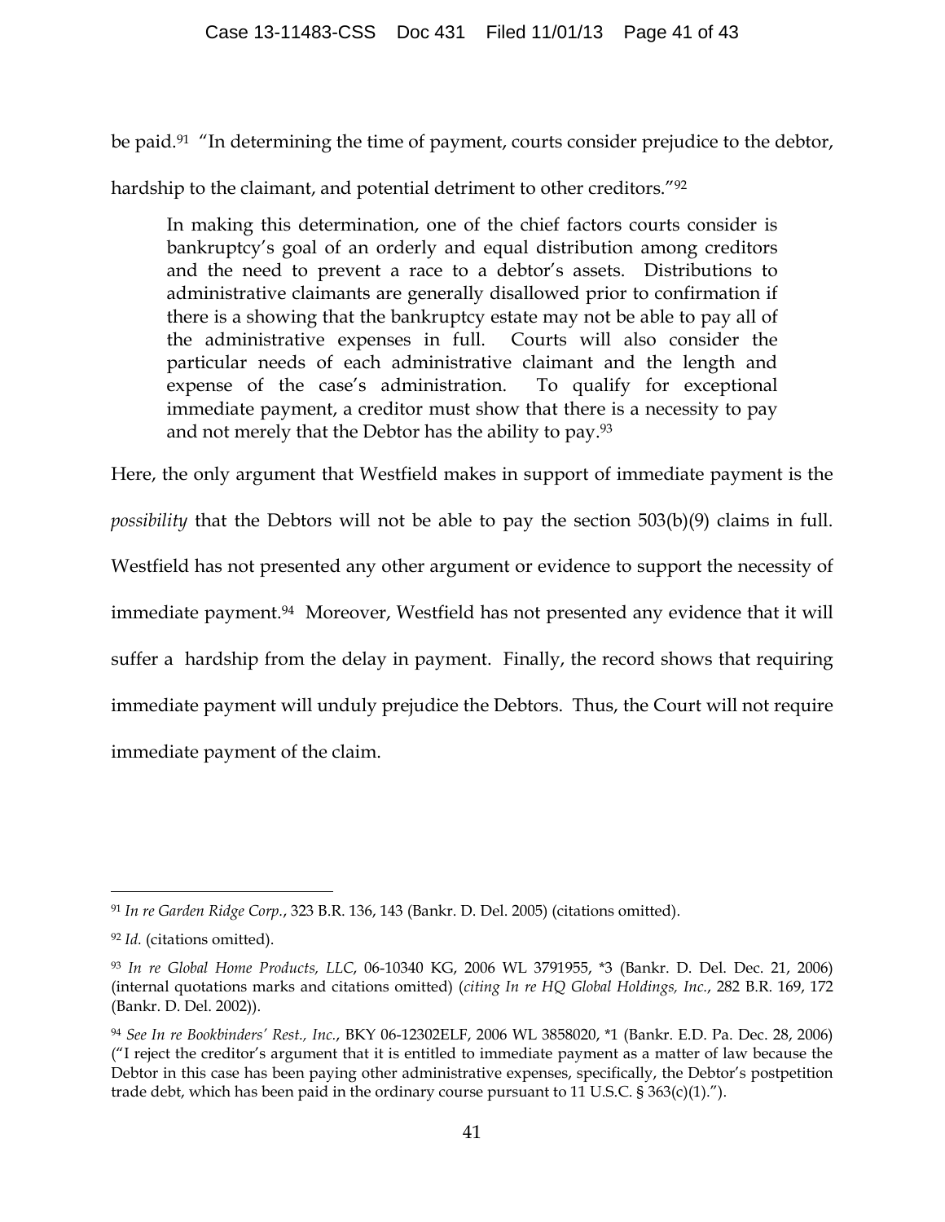be paid.[91] "In determining the time of payment, courts consider prejudice to the debtor, hardship to the claimant, and potential detriment to other creditors."[92]

> In making this determination, one of the chief factors courts consider is bankruptcy's goal of an orderly and equal distribution among creditors and the need to prevent a race to a debtor's assets. Distributions to administrative claimants are generally disallowed prior to confirmation if there is a showing that the bankruptcy estate may not be able to pay all of the administrative expenses in full. Courts will also consider the particular needs of each administrative claimant and the length and expense of the case's administration. To qualify for exceptional immediate payment, a creditor must show that there is a necessity to pay and not merely that the Debtor has the ability to pay.[93]

Here, the only argument that Westfield makes in support of immediate payment is the *possibility* that the Debtors will not be able to pay the section 503(b)(9) claims in full. Westfield has not presented any other argument or evidence to support the necessity of immediate payment.[94] Moreover, Westfield has not presented any evidence that it will suffer a hardship from the delay in payment. Finally, the record shows that requiring immediate payment will unduly prejudice the Debtors. Thus, the Court will not require immediate payment of the claim.

---

[91] *In re Garden Ridge Corp.*, 323 B.R. 136, 143 (Bankr. D. Del. 2005) (citations omitted).

[92] *Id.* (citations omitted).

[93] *In re Global Home Products, LLC*, 06-10340 KG, 2006 WL 3791955, *3 (Bankr. D. Del. Dec. 21, 2006) (internal quotations marks and citations omitted) (*citing In re HQ Global Holdings, Inc.*, 282 B.R. 169, 172 (Bankr. D. Del. 2002)).

[94] *See In re Bookbinders' Rest., Inc.*, BKY 06-12302ELF, 2006 WL 3858020, *1 (Bankr. E.D. Pa. Dec. 28, 2006) ("I reject the creditor's argument that it is entitled to immediate payment as a matter of law because the Debtor in this case has been paying other administrative expenses, specifically, the Debtor's postpetition trade debt, which has been paid in the ordinary course pursuant to 11 U.S.C. § 363(c)(1).").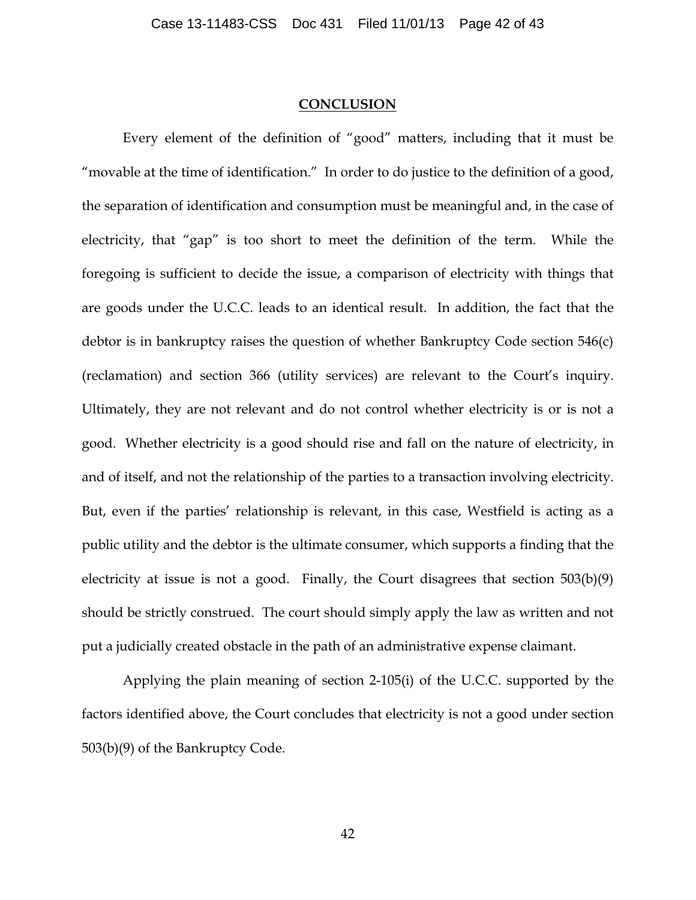## CONCLUSION

Every element of the definition of "good" matters, including that it must be "movable at the time of identification." In order to do justice to the definition of a good, the separation of identification and consumption must be meaningful and, in the case of electricity, that "gap" is too short to meet the definition of the term. While the foregoing is sufficient to decide the issue, a comparison of electricity with things that are goods under the U.C.C. leads to an identical result. In addition, the fact that the debtor is in bankruptcy raises the question of whether Bankruptcy Code section 546(c) (reclamation) and section 366 (utility services) are relevant to the Court's inquiry. Ultimately, they are not relevant and do not control whether electricity is or is not a good. Whether electricity is a good should rise and fall on the nature of electricity, in and of itself, and not the relationship of the parties to a transaction involving electricity. But, even if the parties' relationship is relevant, in this case, Westfield is acting as a public utility and the debtor is the ultimate consumer, which supports a finding that the electricity at issue is not a good. Finally, the Court disagrees that section 503(b)(9) should be strictly construed. The court should simply apply the law as written and not put a judicially created obstacle in the path of an administrative expense claimant.

Applying the plain meaning of section 2-105(i) of the U.C.C. supported by the factors identified above, the Court concludes that electricity is not a good under section 503(b)(9) of the Bankruptcy Code.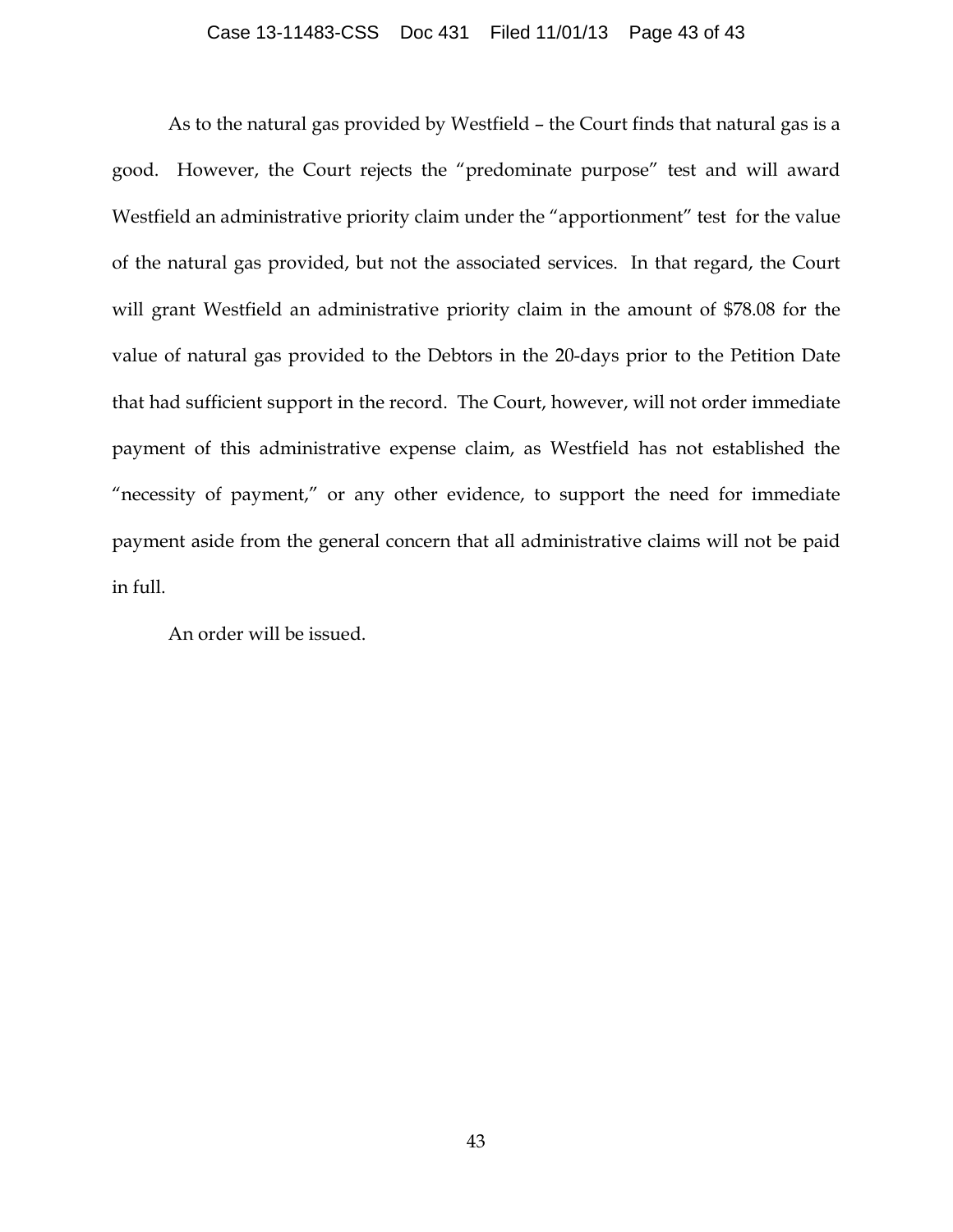As to the natural gas provided by Westfield – the Court finds that natural gas is a good. However, the Court rejects the "predominate purpose" test and will award Westfield an administrative priority claim under the "apportionment" test for the value of the natural gas provided, but not the associated services. In that regard, the Court will grant Westfield an administrative priority claim in the amount of $78.08 for the value of natural gas provided to the Debtors in the 20-days prior to the Petition Date that had sufficient support in the record. The Court, however, will not order immediate payment of this administrative expense claim, as Westfield has not established the "necessity of payment," or any other evidence, to support the need for immediate payment aside from the general concern that all administrative claims will not be paid in full.

An order will be issued.